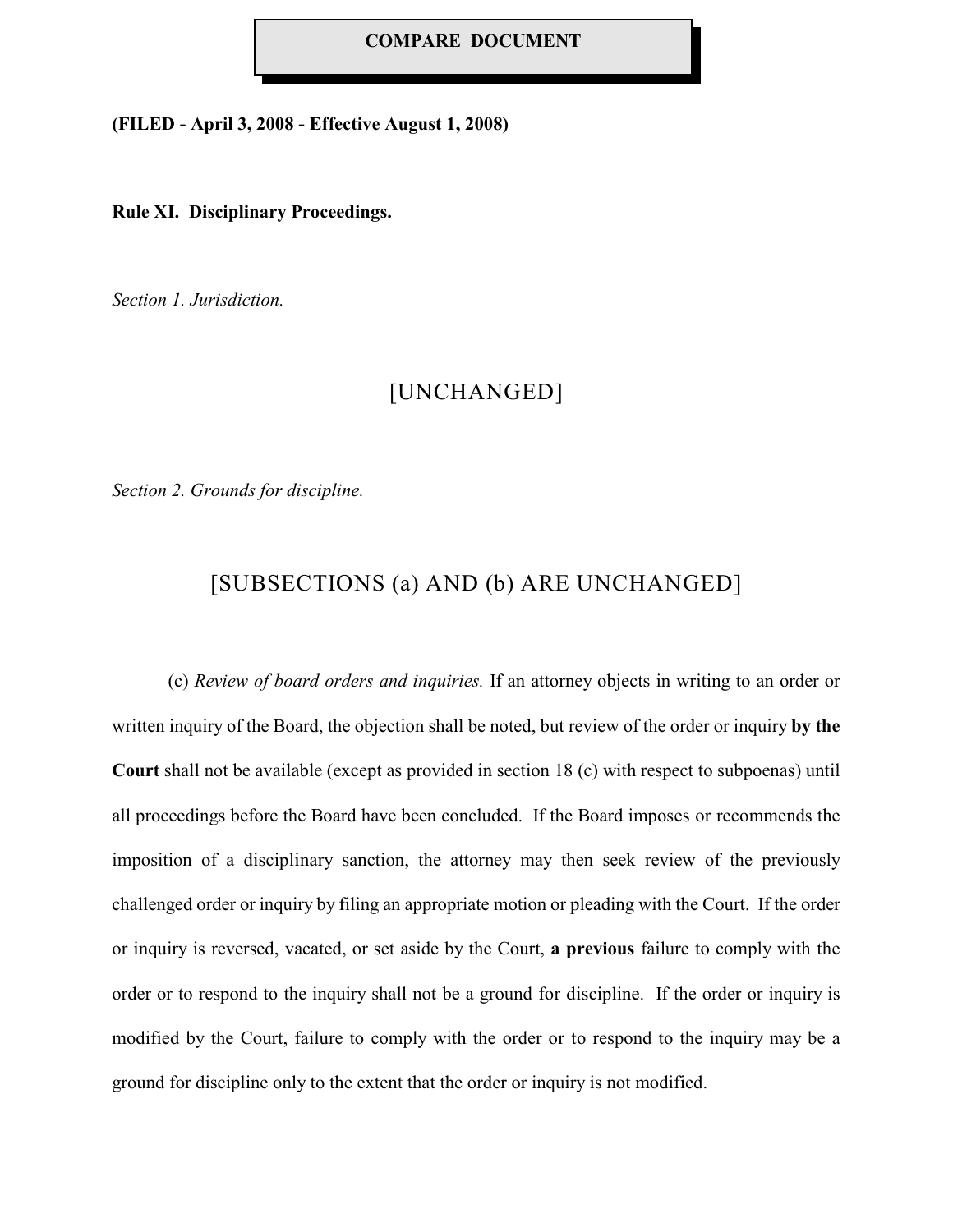**COMPARE DOCUMENT**

**(FILED - April 3, 2008 - Effective August 1, 2008)**

**Rule XI. Disciplinary Proceedings.**

*Section 1. Jurisdiction.*

[UNCHANGED]

*Section 2. Grounds for discipline.*

[SUBSECTIONS (a) AND (b) ARE UNCHANGED]

(c) *Review of board orders and inquiries.* If an attorney objects in writing to an order or written inquiry of the Board, the objection shall be noted, but review of the order or inquiry **by the Court** shall not be available (except as provided in section 18 (c) with respect to subpoenas) until all proceedings before the Board have been concluded. If the Board imposes or recommends the imposition of a disciplinary sanction, the attorney may then seek review of the previously challenged order or inquiry by filing an appropriate motion or pleading with the Court. If the order or inquiry is reversed, vacated, or set aside by the Court, **a previous** failure to comply with the order or to respond to the inquiry shall not be a ground for discipline. If the order or inquiry is modified by the Court, failure to comply with the order or to respond to the inquiry may be a ground for discipline only to the extent that the order or inquiry is not modified.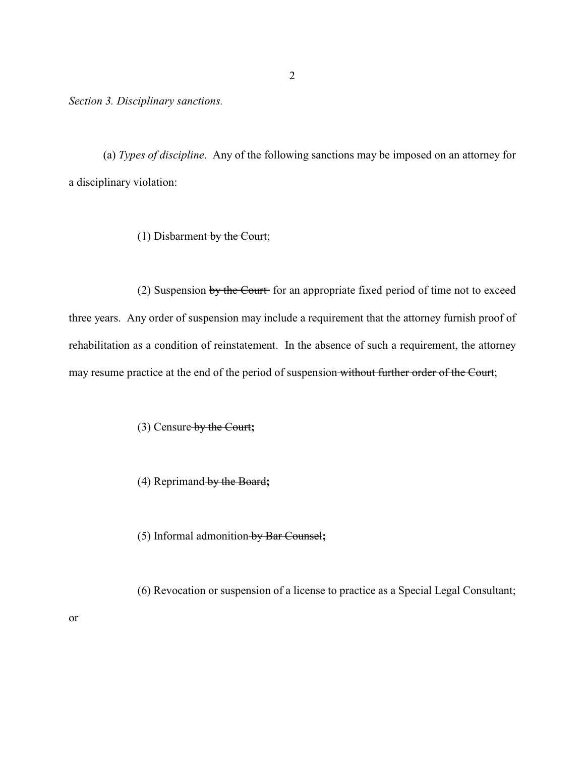*Section 3. Disciplinary sanctions.*

(a) *Types of discipline*. Any of the following sanctions may be imposed on an attorney for a disciplinary violation:

(1) Disbarment ~~by the Court~~;

(2) Suspension ~~by the Court~~ for an appropriate fixed period of time not to exceed three years. Any order of suspension may include a requirement that the attorney furnish proof of rehabilitation as a condition of reinstatement. In the absence of such a requirement, the attorney may resume practice at the end of the period of suspension ~~without further order of the Court~~;

(3) Censure ~~by the Court~~**;**

(4) Reprimand ~~by the Board~~**;**

(5) Informal admonition ~~by Bar Counsel~~**;**

(6) Revocation or suspension of a license to practice as a Special Legal Consultant; or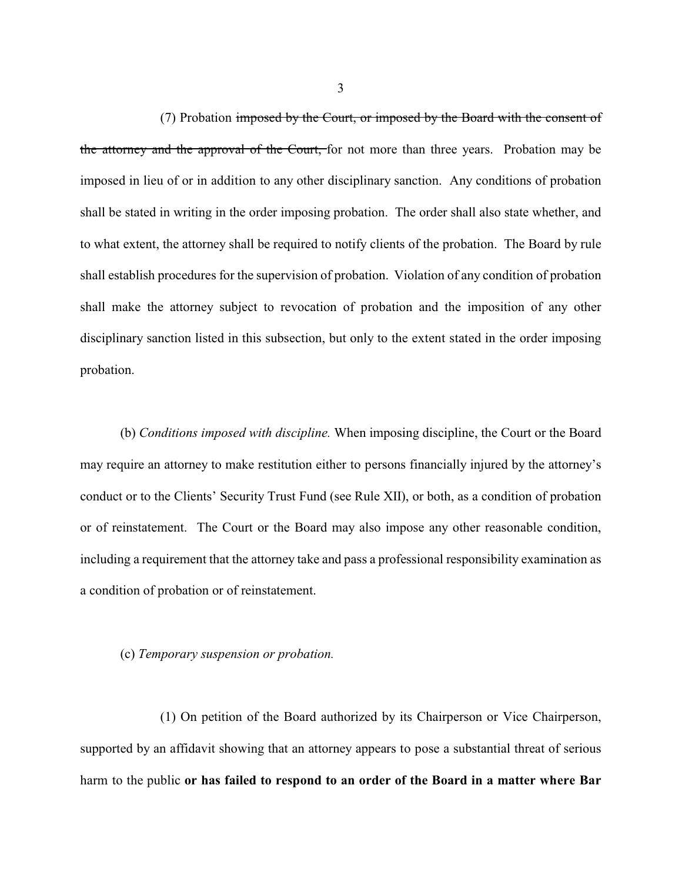(7) Probation ~~imposed by the Court, or imposed by the Board with the consent of the attorney and the approval of the Court,~~ for not more than three years. Probation may be imposed in lieu of or in addition to any other disciplinary sanction. Any conditions of probation shall be stated in writing in the order imposing probation. The order shall also state whether, and to what extent, the attorney shall be required to notify clients of the probation. The Board by rule shall establish procedures for the supervision of probation. Violation of any condition of probation shall make the attorney subject to revocation of probation and the imposition of any other disciplinary sanction listed in this subsection, but only to the extent stated in the order imposing probation.

(b) *Conditions imposed with discipline.* When imposing discipline, the Court or the Board may require an attorney to make restitution either to persons financially injured by the attorney's conduct or to the Clients' Security Trust Fund (see Rule XII), or both, as a condition of probation or of reinstatement. The Court or the Board may also impose any other reasonable condition, including a requirement that the attorney take and pass a professional responsibility examination as a condition of probation or of reinstatement.

(c) *Temporary suspension or probation.*

(1) On petition of the Board authorized by its Chairperson or Vice Chairperson, supported by an affidavit showing that an attorney appears to pose a substantial threat of serious harm to the public **or has failed to respond to an order of the Board in a matter where Bar**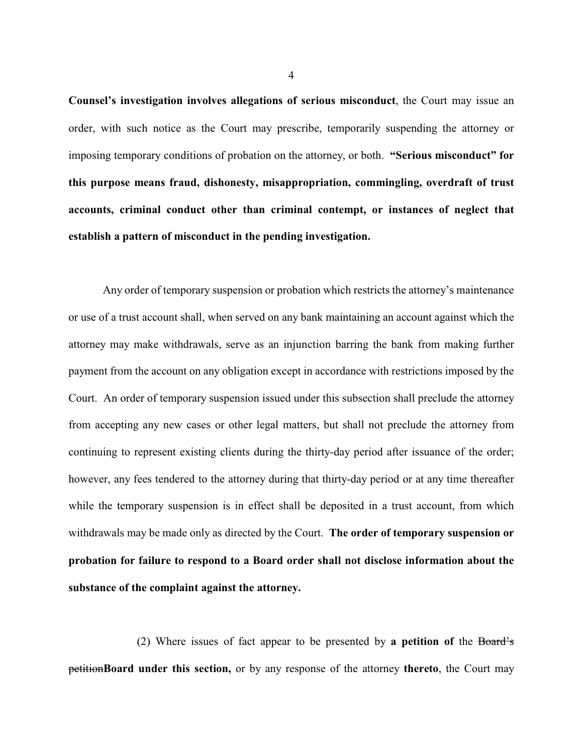**Counsel's investigation involves allegations of serious misconduct**, the Court may issue an order, with such notice as the Court may prescribe, temporarily suspending the attorney or imposing temporary conditions of probation on the attorney, or both. **"Serious misconduct" for this purpose means fraud, dishonesty, misappropriation, commingling, overdraft of trust accounts, criminal conduct other than criminal contempt, or instances of neglect that establish a pattern of misconduct in the pending investigation.**

Any order of temporary suspension or probation which restricts the attorney's maintenance or use of a trust account shall, when served on any bank maintaining an account against which the attorney may make withdrawals, serve as an injunction barring the bank from making further payment from the account on any obligation except in accordance with restrictions imposed by the Court. An order of temporary suspension issued under this subsection shall preclude the attorney from accepting any new cases or other legal matters, but shall not preclude the attorney from continuing to represent existing clients during the thirty-day period after issuance of the order; however, any fees tendered to the attorney during that thirty-day period or at any time thereafter while the temporary suspension is in effect shall be deposited in a trust account, from which withdrawals may be made only as directed by the Court. **The order of temporary suspension or probation for failure to respond to a Board order shall not disclose information about the substance of the complaint against the attorney.**

(2) Where issues of fact appear to be presented by **a petition of** the ~~Board's petition~~**Board under this section,** or by any response of the attorney **thereto**, the Court may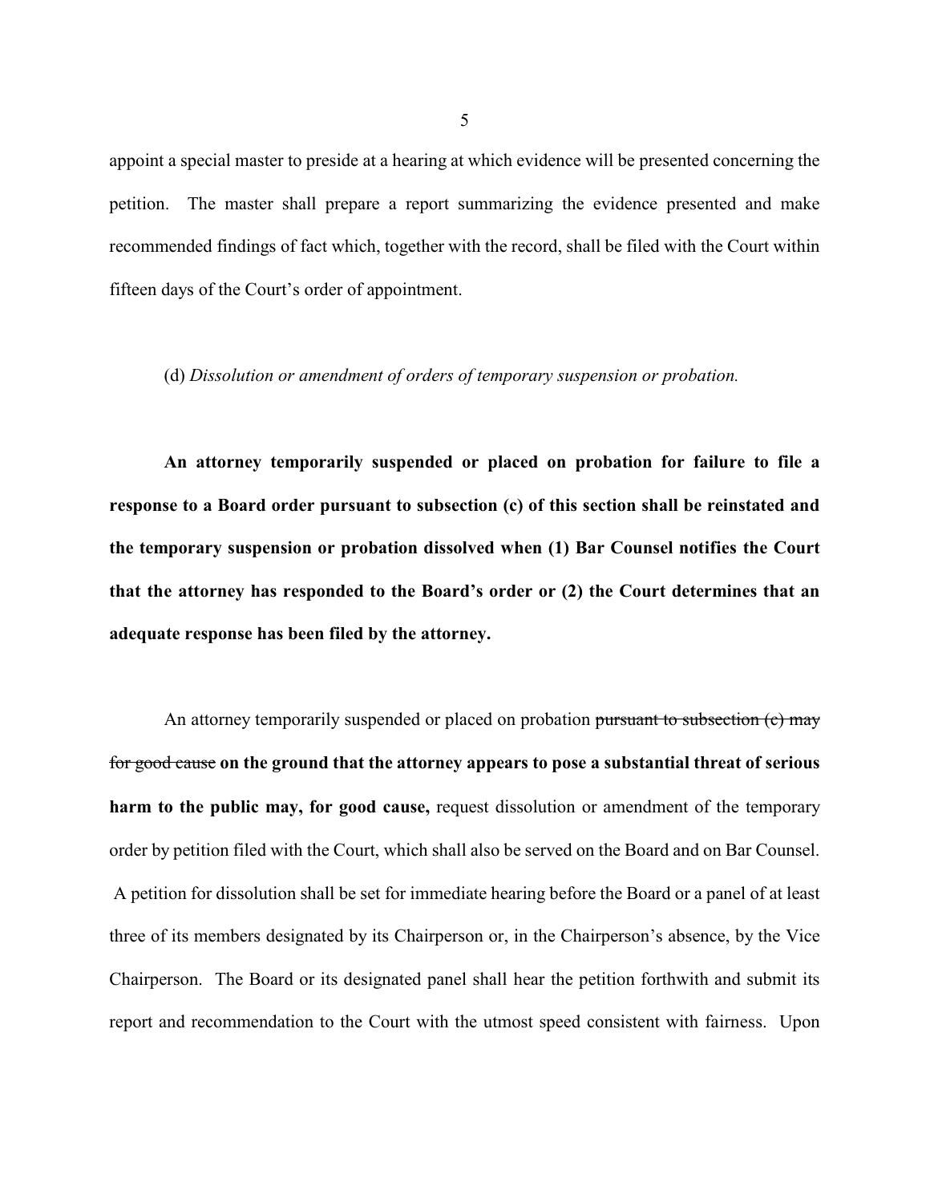appoint a special master to preside at a hearing at which evidence will be presented concerning the petition. The master shall prepare a report summarizing the evidence presented and make recommended findings of fact which, together with the record, shall be filed with the Court within fifteen days of the Court's order of appointment.

(d) *Dissolution or amendment of orders of temporary suspension or probation.*

**An attorney temporarily suspended or placed on probation for failure to file a response to a Board order pursuant to subsection (c) of this section shall be reinstated and the temporary suspension or probation dissolved when (1) Bar Counsel notifies the Court that the attorney has responded to the Board's order or (2) the Court determines that an adequate response has been filed by the attorney.**

An attorney temporarily suspended or placed on probation ~~pursuant to subsection (c) may for good cause~~ **on the ground that the attorney appears to pose a substantial threat of serious harm to the public may, for good cause,** request dissolution or amendment of the temporary order by petition filed with the Court, which shall also be served on the Board and on Bar Counsel. A petition for dissolution shall be set for immediate hearing before the Board or a panel of at least three of its members designated by its Chairperson or, in the Chairperson's absence, by the Vice Chairperson. The Board or its designated panel shall hear the petition forthwith and submit its report and recommendation to the Court with the utmost speed consistent with fairness. Upon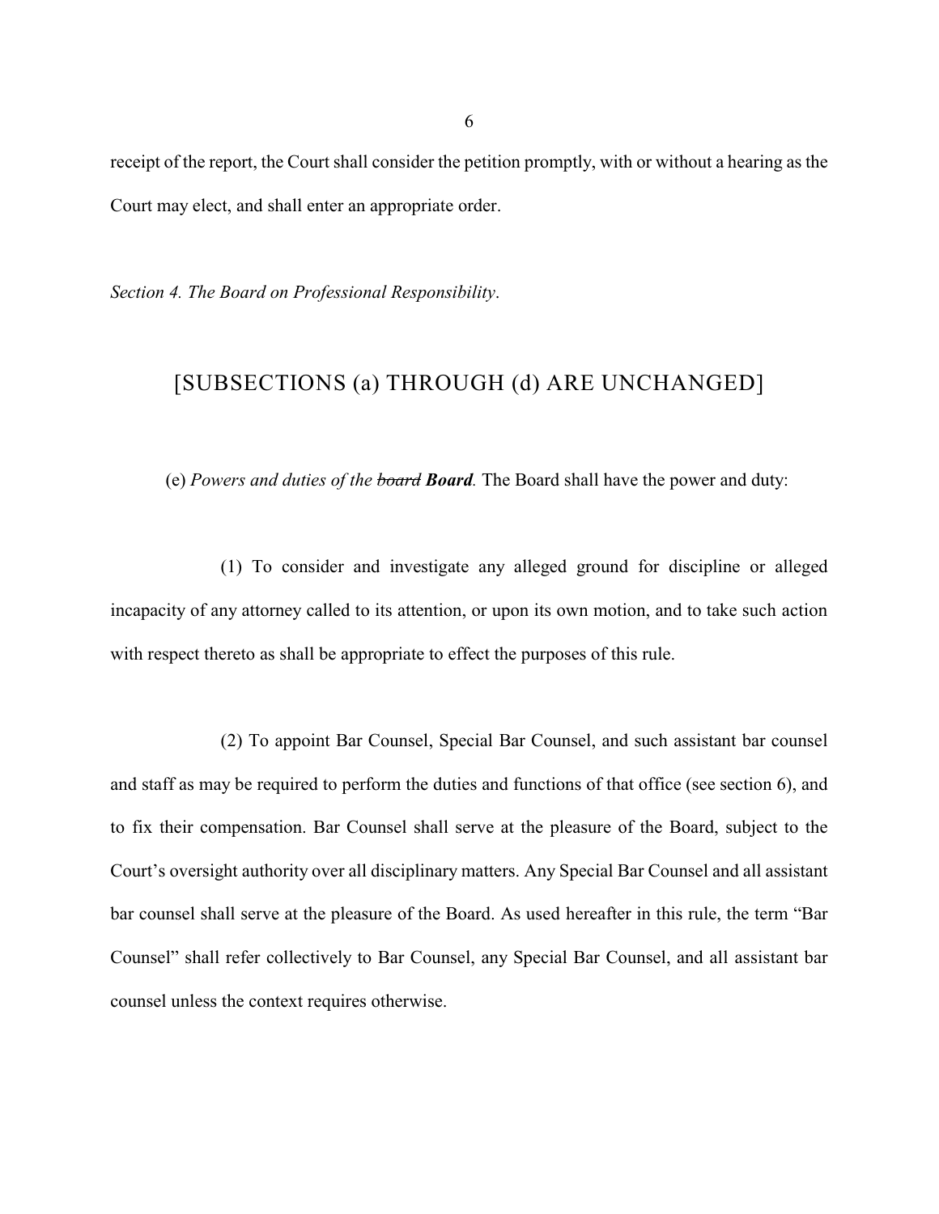receipt of the report, the Court shall consider the petition promptly, with or without a hearing as the Court may elect, and shall enter an appropriate order.

*Section 4. The Board on Professional Responsibility*.

[SUBSECTIONS (a) THROUGH (d) ARE UNCHANGED]

(e) *Powers and duties of the ~~board~~* ***Board****.* The Board shall have the power and duty:

(1) To consider and investigate any alleged ground for discipline or alleged incapacity of any attorney called to its attention, or upon its own motion, and to take such action with respect thereto as shall be appropriate to effect the purposes of this rule.

(2) To appoint Bar Counsel, Special Bar Counsel, and such assistant bar counsel and staff as may be required to perform the duties and functions of that office (see section 6), and to fix their compensation. Bar Counsel shall serve at the pleasure of the Board, subject to the Court's oversight authority over all disciplinary matters. Any Special Bar Counsel and all assistant bar counsel shall serve at the pleasure of the Board. As used hereafter in this rule, the term "Bar Counsel" shall refer collectively to Bar Counsel, any Special Bar Counsel, and all assistant bar counsel unless the context requires otherwise.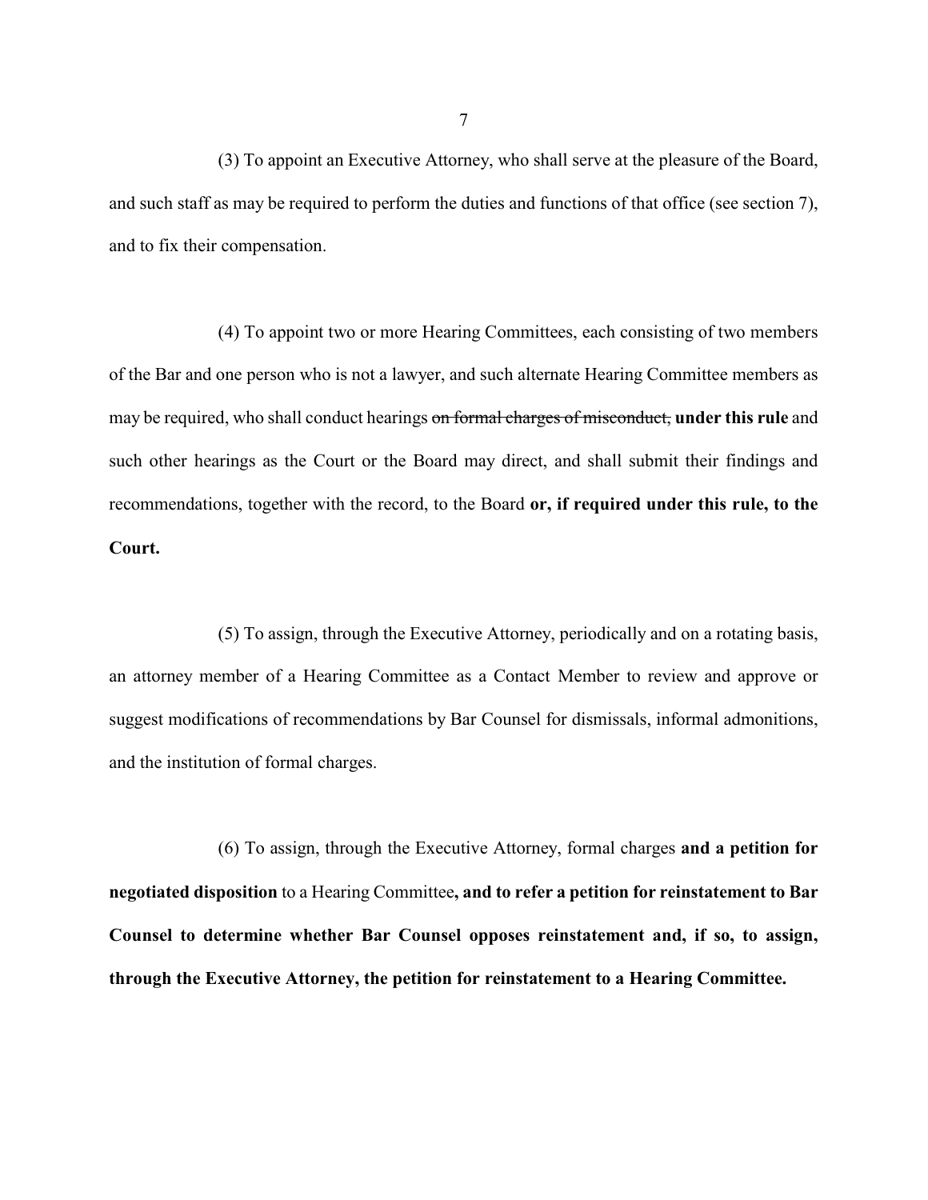(3) To appoint an Executive Attorney, who shall serve at the pleasure of the Board, and such staff as may be required to perform the duties and functions of that office (see section 7), and to fix their compensation.

(4) To appoint two or more Hearing Committees, each consisting of two members of the Bar and one person who is not a lawyer, and such alternate Hearing Committee members as may be required, who shall conduct hearings ~~on formal charges of misconduct,~~ **under this rule** and such other hearings as the Court or the Board may direct, and shall submit their findings and recommendations, together with the record, to the Board **or, if required under this rule, to the Court.**

(5) To assign, through the Executive Attorney, periodically and on a rotating basis, an attorney member of a Hearing Committee as a Contact Member to review and approve or suggest modifications of recommendations by Bar Counsel for dismissals, informal admonitions, and the institution of formal charges.

(6) To assign, through the Executive Attorney, formal charges **and a petition for negotiated disposition** to a Hearing Committee**, and to refer a petition for reinstatement to Bar Counsel to determine whether Bar Counsel opposes reinstatement and, if so, to assign, through the Executive Attorney, the petition for reinstatement to a Hearing Committee.**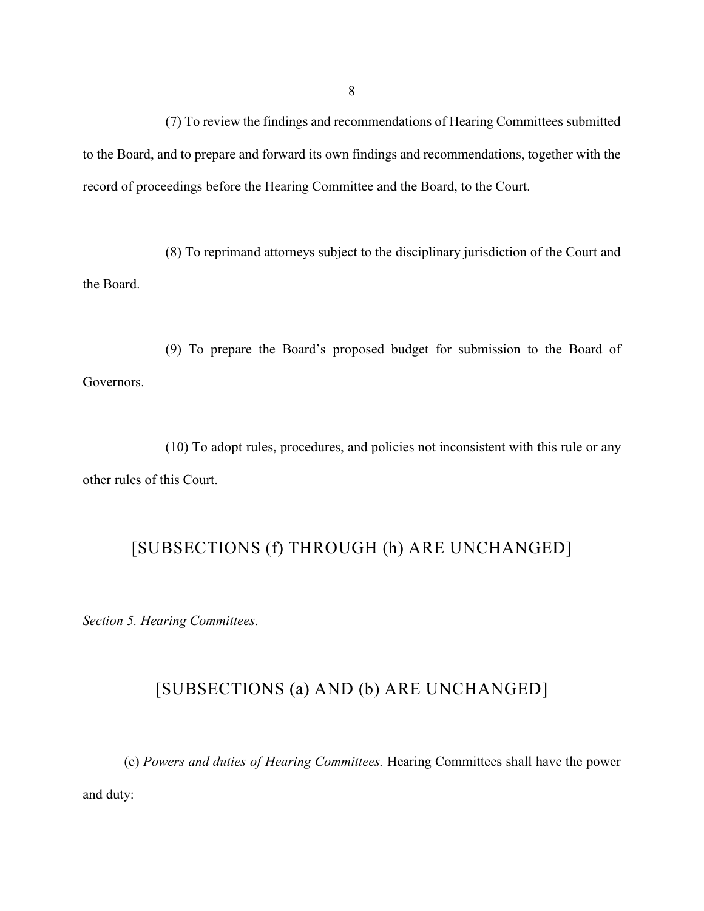(7) To review the findings and recommendations of Hearing Committees submitted to the Board, and to prepare and forward its own findings and recommendations, together with the record of proceedings before the Hearing Committee and the Board, to the Court.

(8) To reprimand attorneys subject to the disciplinary jurisdiction of the Court and the Board.

(9) To prepare the Board's proposed budget for submission to the Board of Governors.

(10) To adopt rules, procedures, and policies not inconsistent with this rule or any other rules of this Court.

[SUBSECTIONS (f) THROUGH (h) ARE UNCHANGED]

*Section 5. Hearing Committees*.

[SUBSECTIONS (a) AND (b) ARE UNCHANGED]

(c) *Powers and duties of Hearing Committees.* Hearing Committees shall have the power and duty: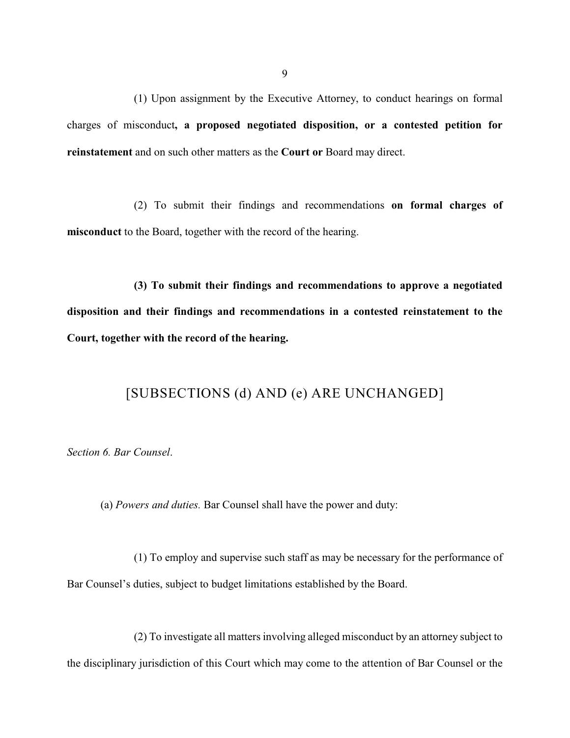(1) Upon assignment by the Executive Attorney, to conduct hearings on formal charges of misconduct**, a proposed negotiated disposition, or a contested petition for reinstatement** and on such other matters as the **Court or** Board may direct.

(2) To submit their findings and recommendations **on formal charges of misconduct** to the Board, together with the record of the hearing.

**(3) To submit their findings and recommendations to approve a negotiated disposition and their findings and recommendations in a contested reinstatement to the Court, together with the record of the hearing.**

[SUBSECTIONS (d) AND (e) ARE UNCHANGED]

*Section 6. Bar Counsel*.

(a) *Powers and duties.* Bar Counsel shall have the power and duty:

(1) To employ and supervise such staff as may be necessary for the performance of Bar Counsel's duties, subject to budget limitations established by the Board.

(2) To investigate all matters involving alleged misconduct by an attorney subject to the disciplinary jurisdiction of this Court which may come to the attention of Bar Counsel or the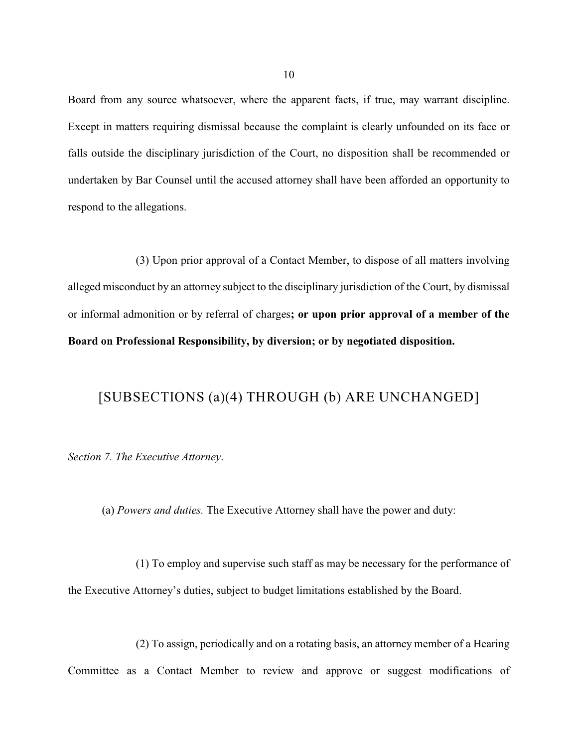Board from any source whatsoever, where the apparent facts, if true, may warrant discipline. Except in matters requiring dismissal because the complaint is clearly unfounded on its face or falls outside the disciplinary jurisdiction of the Court, no disposition shall be recommended or undertaken by Bar Counsel until the accused attorney shall have been afforded an opportunity to respond to the allegations.

(3) Upon prior approval of a Contact Member, to dispose of all matters involving alleged misconduct by an attorney subject to the disciplinary jurisdiction of the Court, by dismissal or informal admonition or by referral of charges**; or upon prior approval of a member of the Board on Professional Responsibility, by diversion; or by negotiated disposition.**

[SUBSECTIONS (a)(4) THROUGH (b) ARE UNCHANGED]

*Section 7. The Executive Attorney*.

(a) *Powers and duties.* The Executive Attorney shall have the power and duty:

(1) To employ and supervise such staff as may be necessary for the performance of the Executive Attorney's duties, subject to budget limitations established by the Board.

(2) To assign, periodically and on a rotating basis, an attorney member of a Hearing Committee as a Contact Member to review and approve or suggest modifications of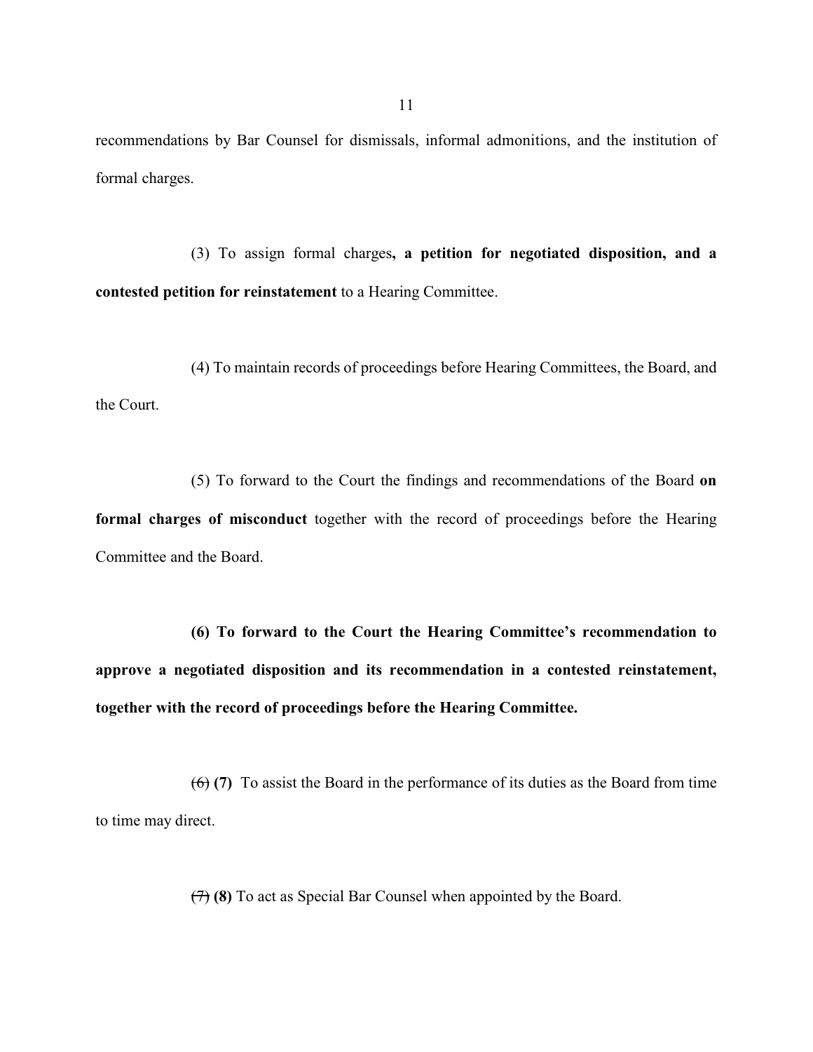recommendations by Bar Counsel for dismissals, informal admonitions, and the institution of formal charges.

(3) To assign formal charges**, a petition for negotiated disposition, and a contested petition for reinstatement** to a Hearing Committee.

(4) To maintain records of proceedings before Hearing Committees, the Board, and the Court.

(5) To forward to the Court the findings and recommendations of the Board **on formal charges of misconduct** together with the record of proceedings before the Hearing Committee and the Board.

**(6) To forward to the Court the Hearing Committee's recommendation to approve a negotiated disposition and its recommendation in a contested reinstatement, together with the record of proceedings before the Hearing Committee.**

~~(6)~~ **(7)** To assist the Board in the performance of its duties as the Board from time to time may direct.

~~(7)~~ **(8)** To act as Special Bar Counsel when appointed by the Board.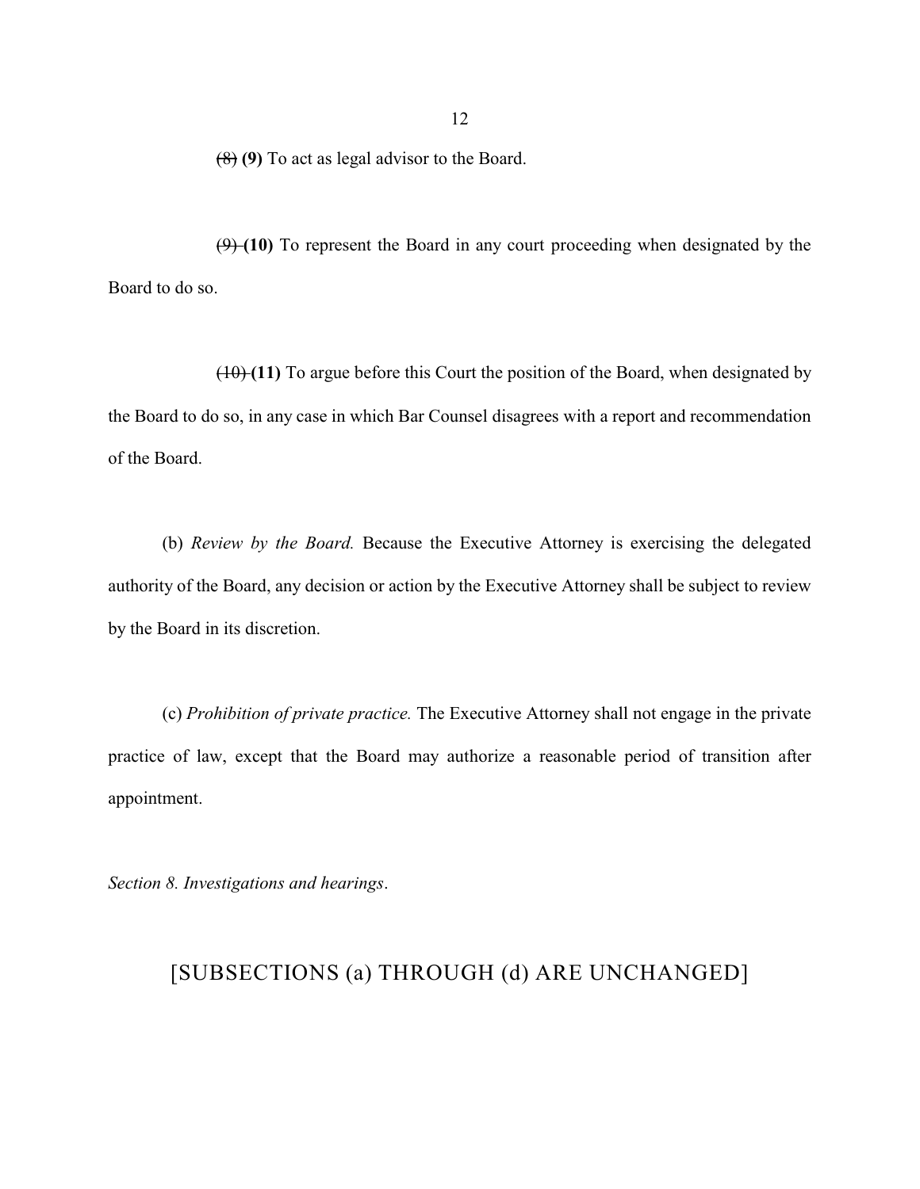~~(8)~~ **(9)** To act as legal advisor to the Board.

~~(9)~~ **(10)** To represent the Board in any court proceeding when designated by the Board to do so.

~~(10)~~ **(11)** To argue before this Court the position of the Board, when designated by the Board to do so, in any case in which Bar Counsel disagrees with a report and recommendation of the Board.

(b) *Review by the Board.* Because the Executive Attorney is exercising the delegated authority of the Board, any decision or action by the Executive Attorney shall be subject to review by the Board in its discretion.

(c) *Prohibition of private practice.* The Executive Attorney shall not engage in the private practice of law, except that the Board may authorize a reasonable period of transition after appointment.

*Section 8. Investigations and hearings*.

[SUBSECTIONS (a) THROUGH (d) ARE UNCHANGED]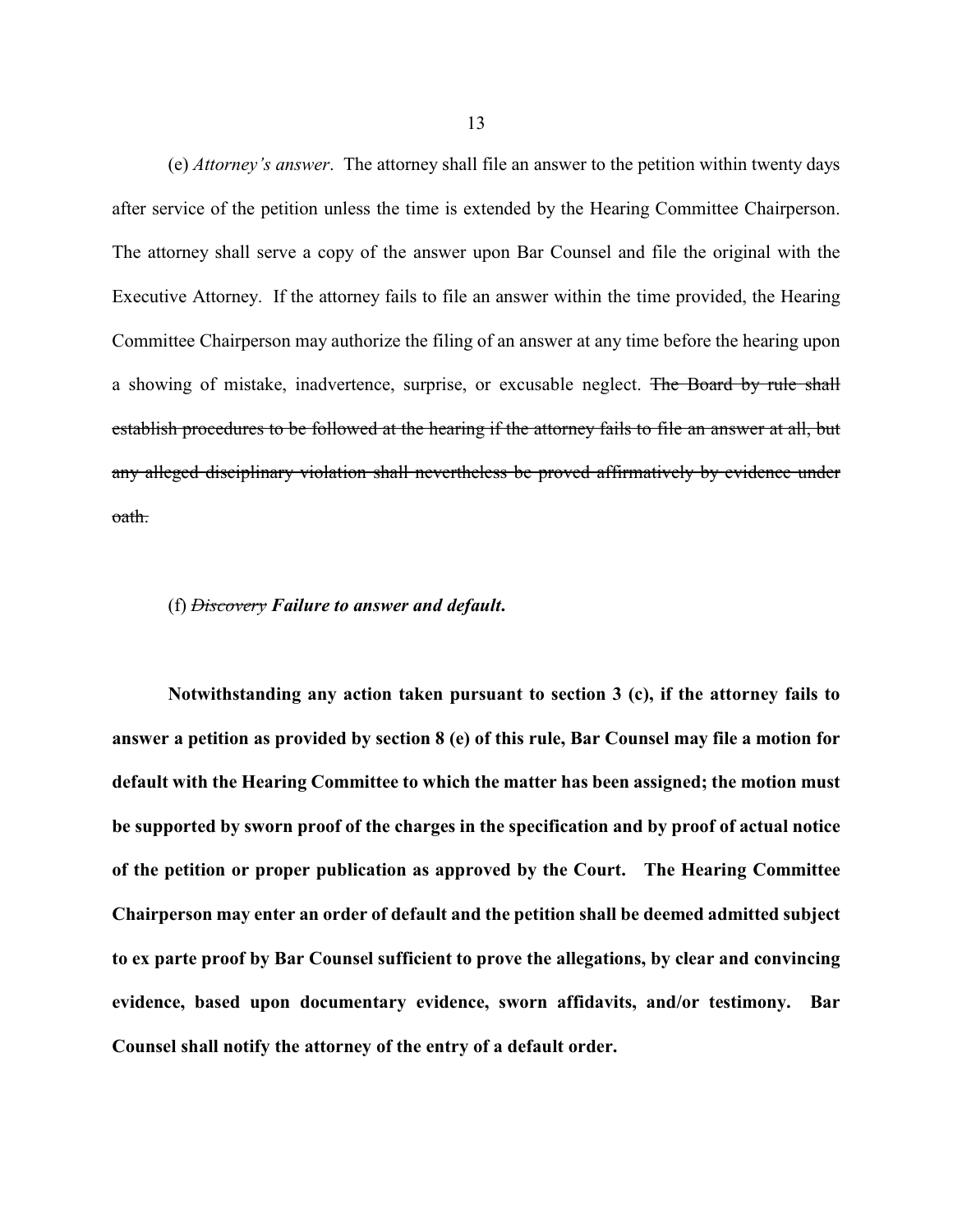(e) *Attorney's answer*. The attorney shall file an answer to the petition within twenty days after service of the petition unless the time is extended by the Hearing Committee Chairperson. The attorney shall serve a copy of the answer upon Bar Counsel and file the original with the Executive Attorney. If the attorney fails to file an answer within the time provided, the Hearing Committee Chairperson may authorize the filing of an answer at any time before the hearing upon a showing of mistake, inadvertence, surprise, or excusable neglect. ~~The Board by rule shall establish procedures to be followed at the hearing if the attorney fails to file an answer at all, but any alleged disciplinary violation shall nevertheless be proved affirmatively by evidence under oath.~~

(f) ~~*Discovery*~~ ***Failure to answer and default.***

**Notwithstanding any action taken pursuant to section 3 (c), if the attorney fails to answer a petition as provided by section 8 (e) of this rule, Bar Counsel may file a motion for default with the Hearing Committee to which the matter has been assigned; the motion must be supported by sworn proof of the charges in the specification and by proof of actual notice of the petition or proper publication as approved by the Court. The Hearing Committee Chairperson may enter an order of default and the petition shall be deemed admitted subject to ex parte proof by Bar Counsel sufficient to prove the allegations, by clear and convincing evidence, based upon documentary evidence, sworn affidavits, and/or testimony. Bar Counsel shall notify the attorney of the entry of a default order.**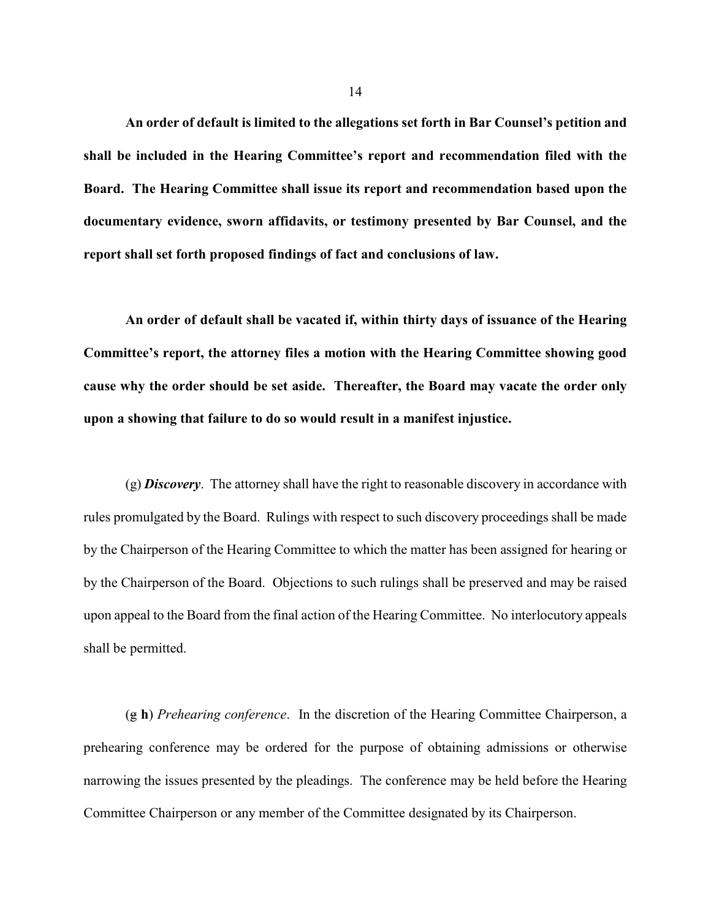**An order of default is limited to the allegations set forth in Bar Counsel's petition and shall be included in the Hearing Committee's report and recommendation filed with the Board. The Hearing Committee shall issue its report and recommendation based upon the documentary evidence, sworn affidavits, or testimony presented by Bar Counsel, and the report shall set forth proposed findings of fact and conclusions of law.**

**An order of default shall be vacated if, within thirty days of issuance of the Hearing Committee's report, the attorney files a motion with the Hearing Committee showing good cause why the order should be set aside. Thereafter, the Board may vacate the order only upon a showing that failure to do so would result in a manifest injustice.**

(g) ***Discovery***. The attorney shall have the right to reasonable discovery in accordance with rules promulgated by the Board. Rulings with respect to such discovery proceedings shall be made by the Chairperson of the Hearing Committee to which the matter has been assigned for hearing or by the Chairperson of the Board. Objections to such rulings shall be preserved and may be raised upon appeal to the Board from the final action of the Hearing Committee. No interlocutory appeals shall be permitted.

(~~g~~ **h**) *Prehearing conference*. In the discretion of the Hearing Committee Chairperson, a prehearing conference may be ordered for the purpose of obtaining admissions or otherwise narrowing the issues presented by the pleadings. The conference may be held before the Hearing Committee Chairperson or any member of the Committee designated by its Chairperson.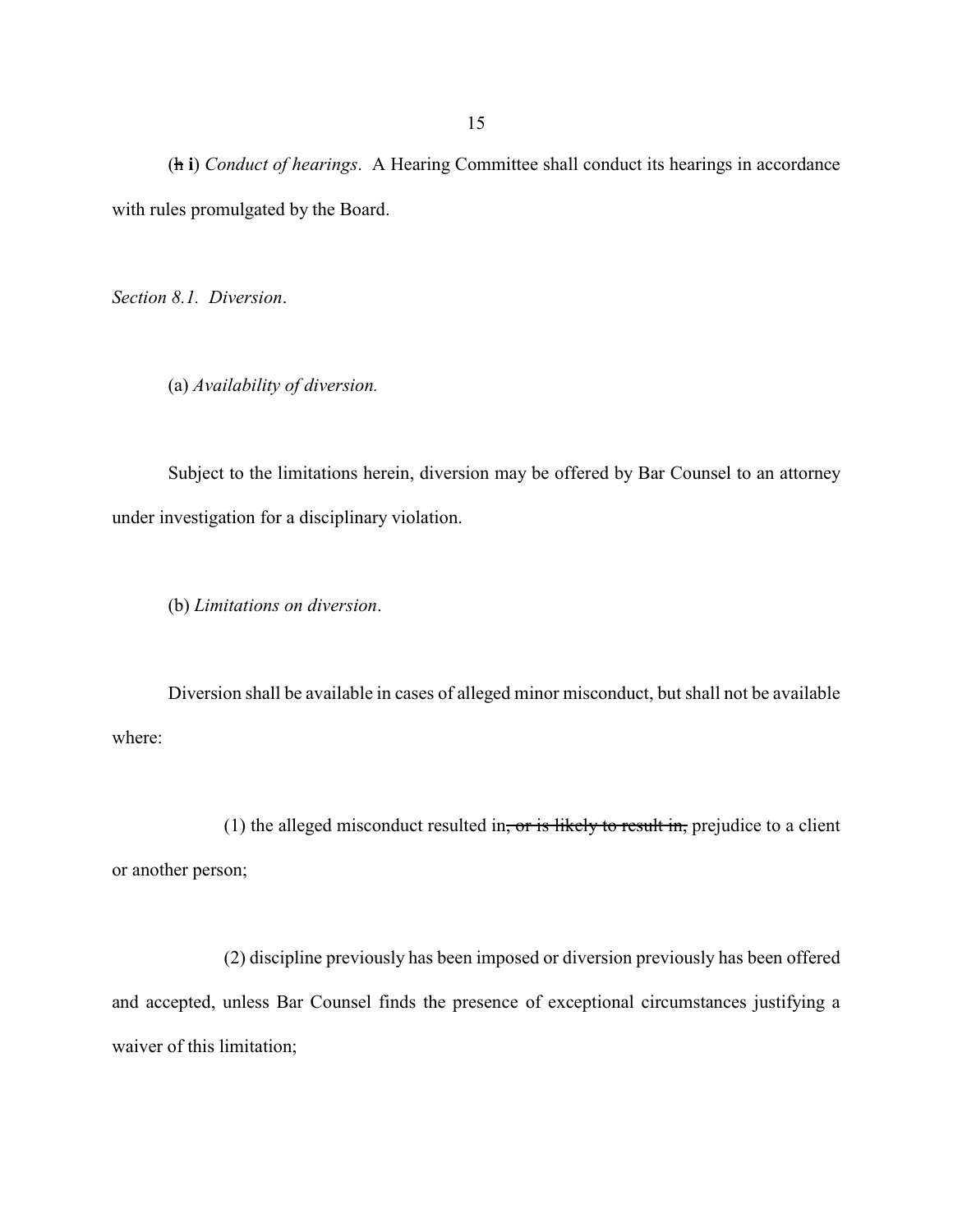(~~h~~ **i**) *Conduct of hearings*. A Hearing Committee shall conduct its hearings in accordance with rules promulgated by the Board.

*Section 8.1. Diversion*.

(a) *Availability of diversion.*

Subject to the limitations herein, diversion may be offered by Bar Counsel to an attorney under investigation for a disciplinary violation.

(b) *Limitations on diversion*.

Diversion shall be available in cases of alleged minor misconduct, but shall not be available where:

(1) the alleged misconduct resulted in~~, or is likely to result in,~~ prejudice to a client or another person;

(2) discipline previously has been imposed or diversion previously has been offered and accepted, unless Bar Counsel finds the presence of exceptional circumstances justifying a waiver of this limitation;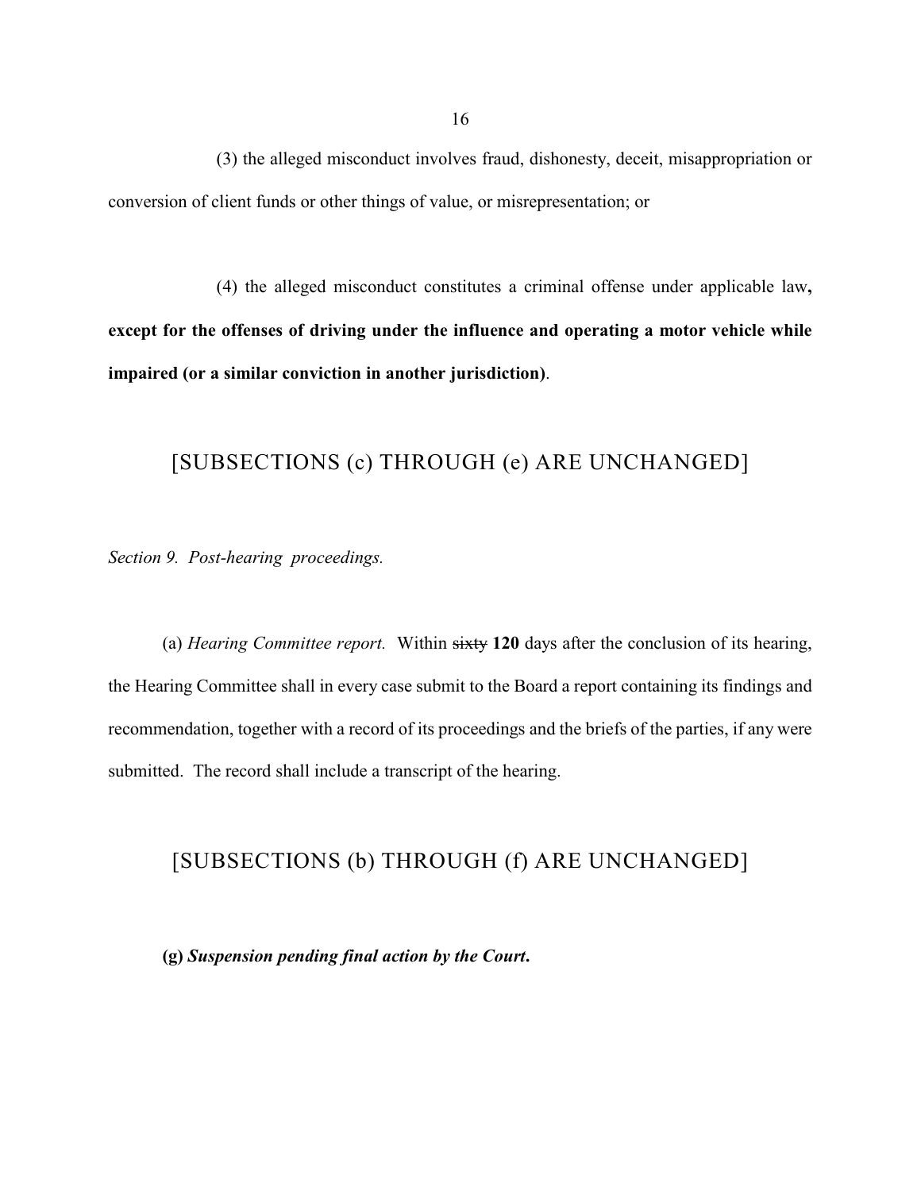(3) the alleged misconduct involves fraud, dishonesty, deceit, misappropriation or conversion of client funds or other things of value, or misrepresentation; or

(4) the alleged misconduct constitutes a criminal offense under applicable law**, except for the offenses of driving under the influence and operating a motor vehicle while impaired (or a similar conviction in another jurisdiction)**.

[SUBSECTIONS (c) THROUGH (e) ARE UNCHANGED]

*Section 9. Post-hearing proceedings.*

(a) *Hearing Committee report.* Within ~~sixty~~ **120** days after the conclusion of its hearing, the Hearing Committee shall in every case submit to the Board a report containing its findings and recommendation, together with a record of its proceedings and the briefs of the parties, if any were submitted. The record shall include a transcript of the hearing.

[SUBSECTIONS (b) THROUGH (f) ARE UNCHANGED]

**(g)** ***Suspension pending final action by the Court.***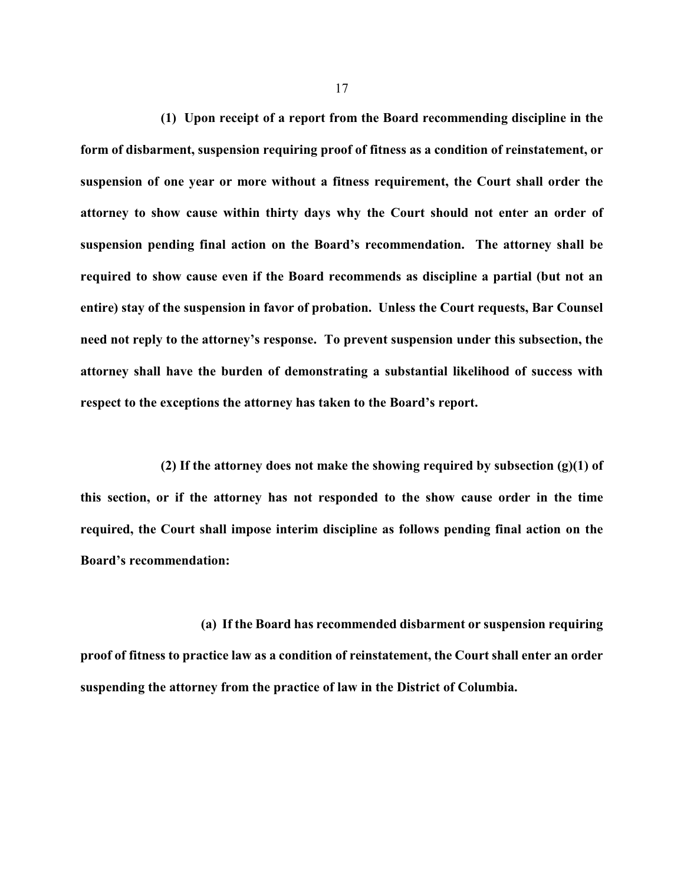**(1) Upon receipt of a report from the Board recommending discipline in the form of disbarment, suspension requiring proof of fitness as a condition of reinstatement, or suspension of one year or more without a fitness requirement, the Court shall order the attorney to show cause within thirty days why the Court should not enter an order of suspension pending final action on the Board's recommendation. The attorney shall be required to show cause even if the Board recommends as discipline a partial (but not an entire) stay of the suspension in favor of probation. Unless the Court requests, Bar Counsel need not reply to the attorney's response. To prevent suspension under this subsection, the attorney shall have the burden of demonstrating a substantial likelihood of success with respect to the exceptions the attorney has taken to the Board's report.**

**(2) If the attorney does not make the showing required by subsection (g)(1) of this section, or if the attorney has not responded to the show cause order in the time required, the Court shall impose interim discipline as follows pending final action on the Board's recommendation:**

**(a) If the Board has recommended disbarment or suspension requiring proof of fitness to practice law as a condition of reinstatement, the Court shall enter an order suspending the attorney from the practice of law in the District of Columbia.**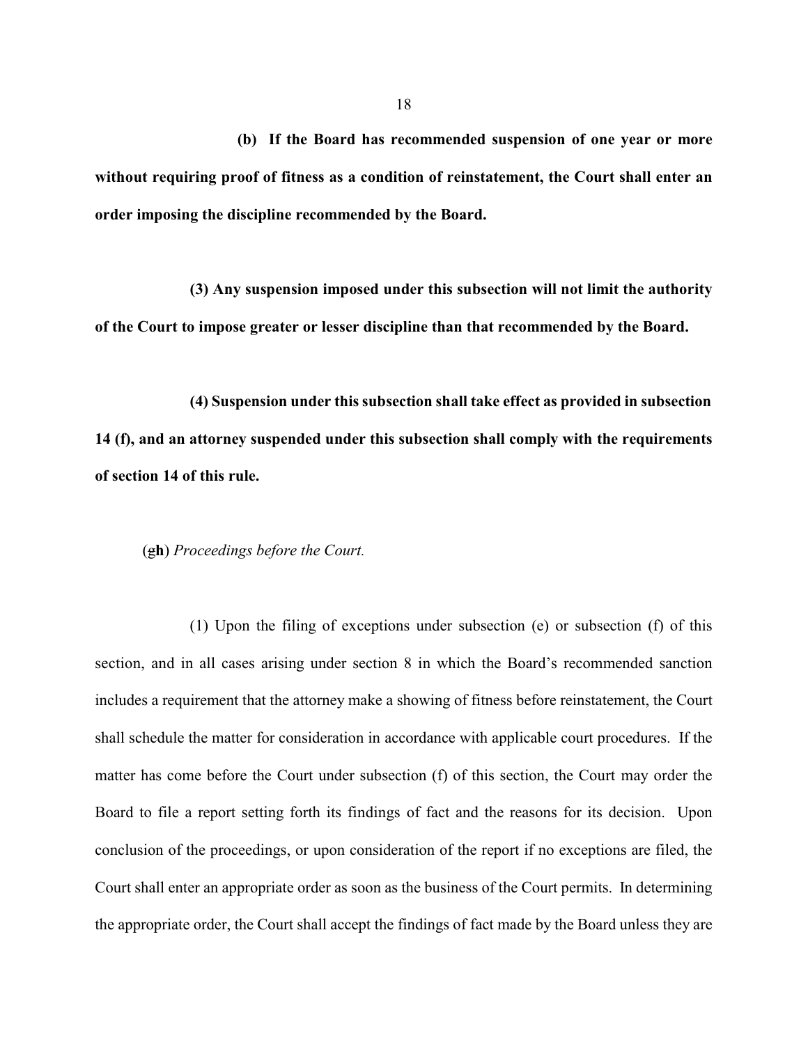**(b) If the Board has recommended suspension of one year or more without requiring proof of fitness as a condition of reinstatement, the Court shall enter an order imposing the discipline recommended by the Board.**

**(3) Any suspension imposed under this subsection will not limit the authority of the Court to impose greater or lesser discipline than that recommended by the Board.**

**(4) Suspension under this subsection shall take effect as provided in subsection 14 (f), and an attorney suspended under this subsection shall comply with the requirements of section 14 of this rule.**

(~~g~~**h**) *Proceedings before the Court.*

(1) Upon the filing of exceptions under subsection (e) or subsection (f) of this section, and in all cases arising under section 8 in which the Board's recommended sanction includes a requirement that the attorney make a showing of fitness before reinstatement, the Court shall schedule the matter for consideration in accordance with applicable court procedures. If the matter has come before the Court under subsection (f) of this section, the Court may order the Board to file a report setting forth its findings of fact and the reasons for its decision. Upon conclusion of the proceedings, or upon consideration of the report if no exceptions are filed, the Court shall enter an appropriate order as soon as the business of the Court permits. In determining the appropriate order, the Court shall accept the findings of fact made by the Board unless they are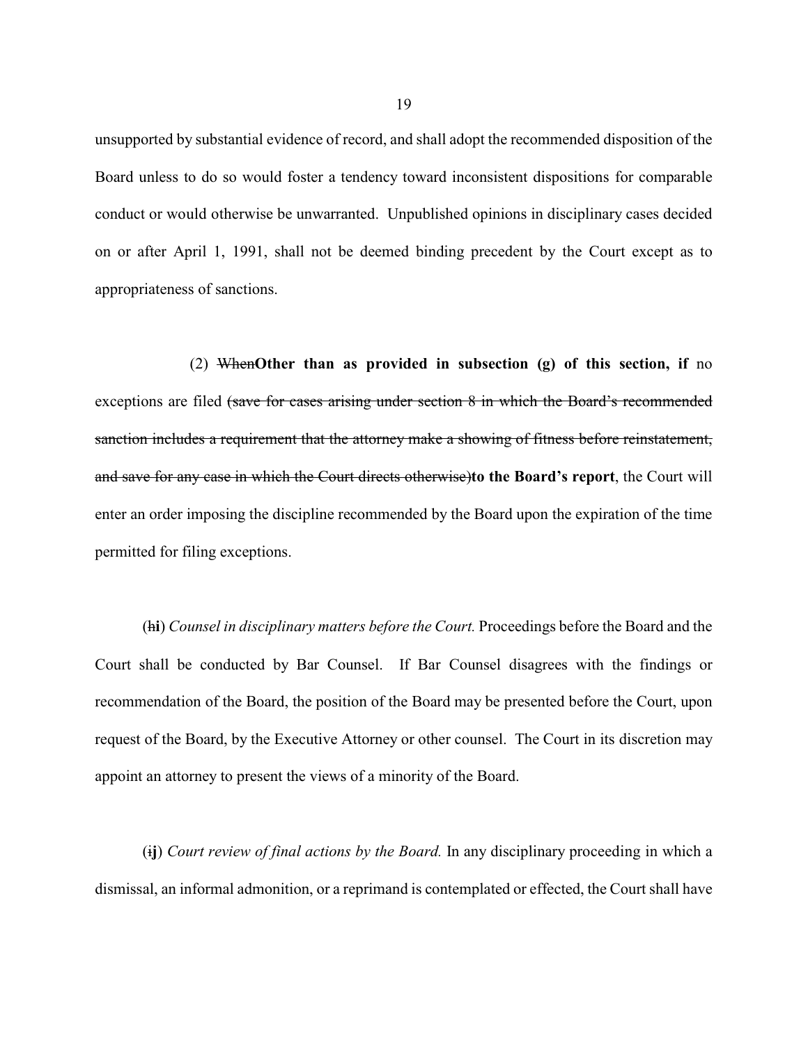unsupported by substantial evidence of record, and shall adopt the recommended disposition of the Board unless to do so would foster a tendency toward inconsistent dispositions for comparable conduct or would otherwise be unwarranted. Unpublished opinions in disciplinary cases decided on or after April 1, 1991, shall not be deemed binding precedent by the Court except as to appropriateness of sanctions.

(2) ~~When~~**Other than as provided in subsection (g) of this section, if** no exceptions are filed ~~(save for cases arising under section 8 in which the Board's recommended sanction includes a requirement that the attorney make a showing of fitness before reinstatement, and save for any case in which the Court directs otherwise)~~**to the Board's report**, the Court will enter an order imposing the discipline recommended by the Board upon the expiration of the time permitted for filing exceptions.

(~~h~~**i**) *Counsel in disciplinary matters before the Court.* Proceedings before the Board and the Court shall be conducted by Bar Counsel. If Bar Counsel disagrees with the findings or recommendation of the Board, the position of the Board may be presented before the Court, upon request of the Board, by the Executive Attorney or other counsel. The Court in its discretion may appoint an attorney to present the views of a minority of the Board.

(~~i~~**j**) *Court review of final actions by the Board.* In any disciplinary proceeding in which a dismissal, an informal admonition, or a reprimand is contemplated or effected, the Court shall have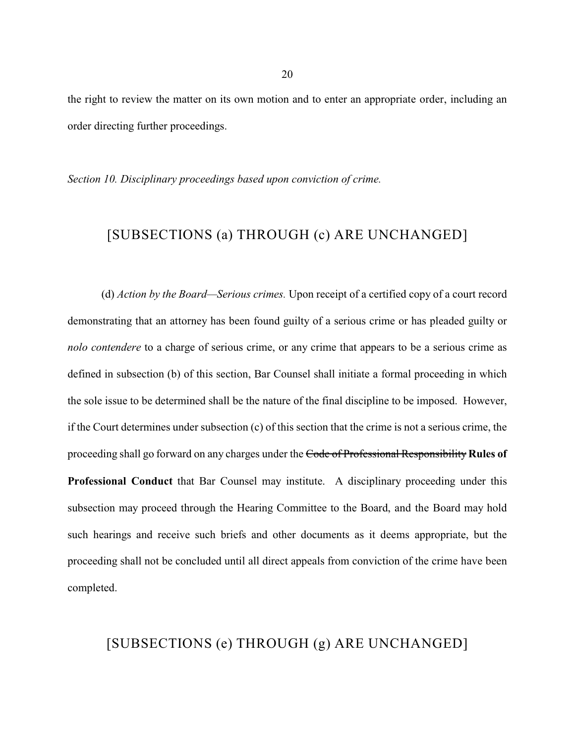the right to review the matter on its own motion and to enter an appropriate order, including an order directing further proceedings.

*Section 10. Disciplinary proceedings based upon conviction of crime.*

[SUBSECTIONS (a) THROUGH (c) ARE UNCHANGED]

(d) *Action by the Board—Serious crimes.* Upon receipt of a certified copy of a court record demonstrating that an attorney has been found guilty of a serious crime or has pleaded guilty or *nolo contendere* to a charge of serious crime, or any crime that appears to be a serious crime as defined in subsection (b) of this section, Bar Counsel shall initiate a formal proceeding in which the sole issue to be determined shall be the nature of the final discipline to be imposed. However, if the Court determines under subsection (c) of this section that the crime is not a serious crime, the proceeding shall go forward on any charges under the ~~Code of Professional Responsibility~~ **Rules of Professional Conduct** that Bar Counsel may institute. A disciplinary proceeding under this subsection may proceed through the Hearing Committee to the Board, and the Board may hold such hearings and receive such briefs and other documents as it deems appropriate, but the proceeding shall not be concluded until all direct appeals from conviction of the crime have been completed.

[SUBSECTIONS (e) THROUGH (g) ARE UNCHANGED]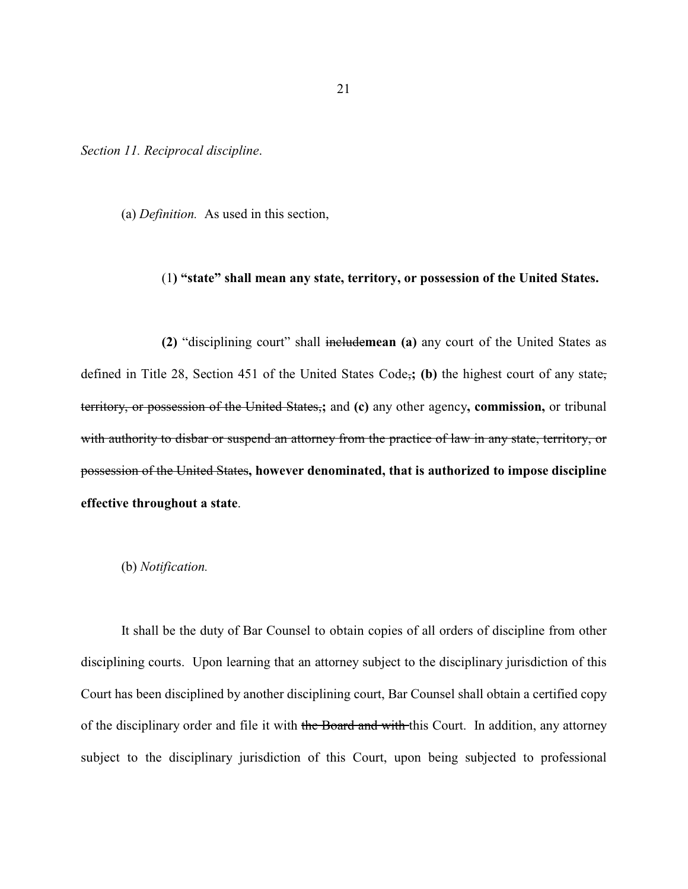*Section 11. Reciprocal discipline*.

(a) *Definition.* As used in this section,

(1**) "state" shall mean any state, territory, or possession of the United States.**

**(2)** "disciplining court" shall ~~include~~**mean (a)** any court of the United States as defined in Title 28, Section 451 of the United States Code~~,~~**; (b)** the highest court of any state~~, territory, or possession of the United States,~~**;** and **(c)** any other agency**, commission,** or tribunal ~~with authority to disbar or suspend an attorney from the practice of law in any state, territory, or possession of the United States~~**, however denominated, that is authorized to impose discipline effective throughout a state**.

(b) *Notification.*

It shall be the duty of Bar Counsel to obtain copies of all orders of discipline from other disciplining courts. Upon learning that an attorney subject to the disciplinary jurisdiction of this Court has been disciplined by another disciplining court, Bar Counsel shall obtain a certified copy of the disciplinary order and file it with ~~the Board and with~~ this Court. In addition, any attorney subject to the disciplinary jurisdiction of this Court, upon being subjected to professional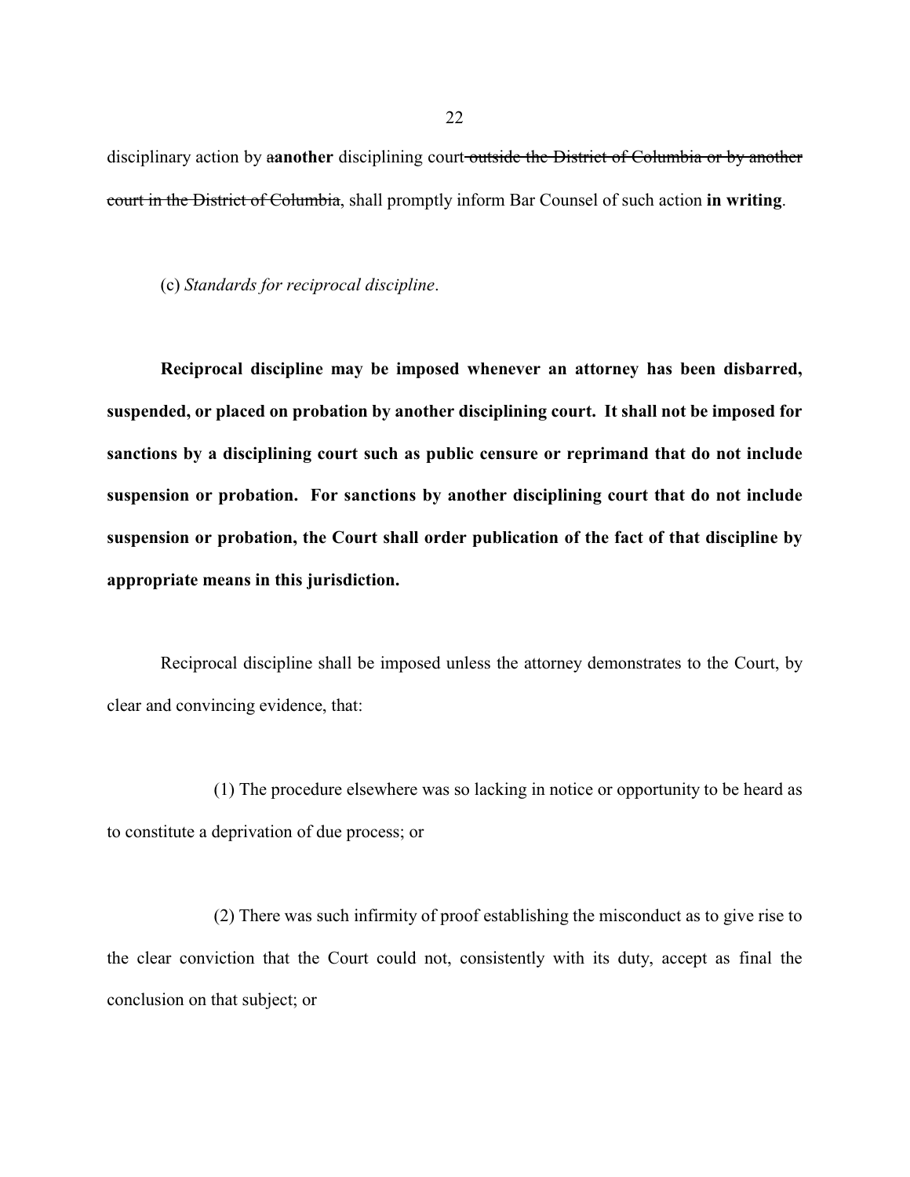disciplinary action by a**another** disciplining court~~ outside the District of Columbia or by another court in the District of Columbia~~, shall promptly inform Bar Counsel of such action **in writing**.

(c) *Standards for reciprocal discipline*.

**Reciprocal discipline may be imposed whenever an attorney has been disbarred, suspended, or placed on probation by another disciplining court. It shall not be imposed for sanctions by a disciplining court such as public censure or reprimand that do not include suspension or probation. For sanctions by another disciplining court that do not include suspension or probation, the Court shall order publication of the fact of that discipline by appropriate means in this jurisdiction.**

Reciprocal discipline shall be imposed unless the attorney demonstrates to the Court, by clear and convincing evidence, that:

(1) The procedure elsewhere was so lacking in notice or opportunity to be heard as to constitute a deprivation of due process; or

(2) There was such infirmity of proof establishing the misconduct as to give rise to the clear conviction that the Court could not, consistently with its duty, accept as final the conclusion on that subject; or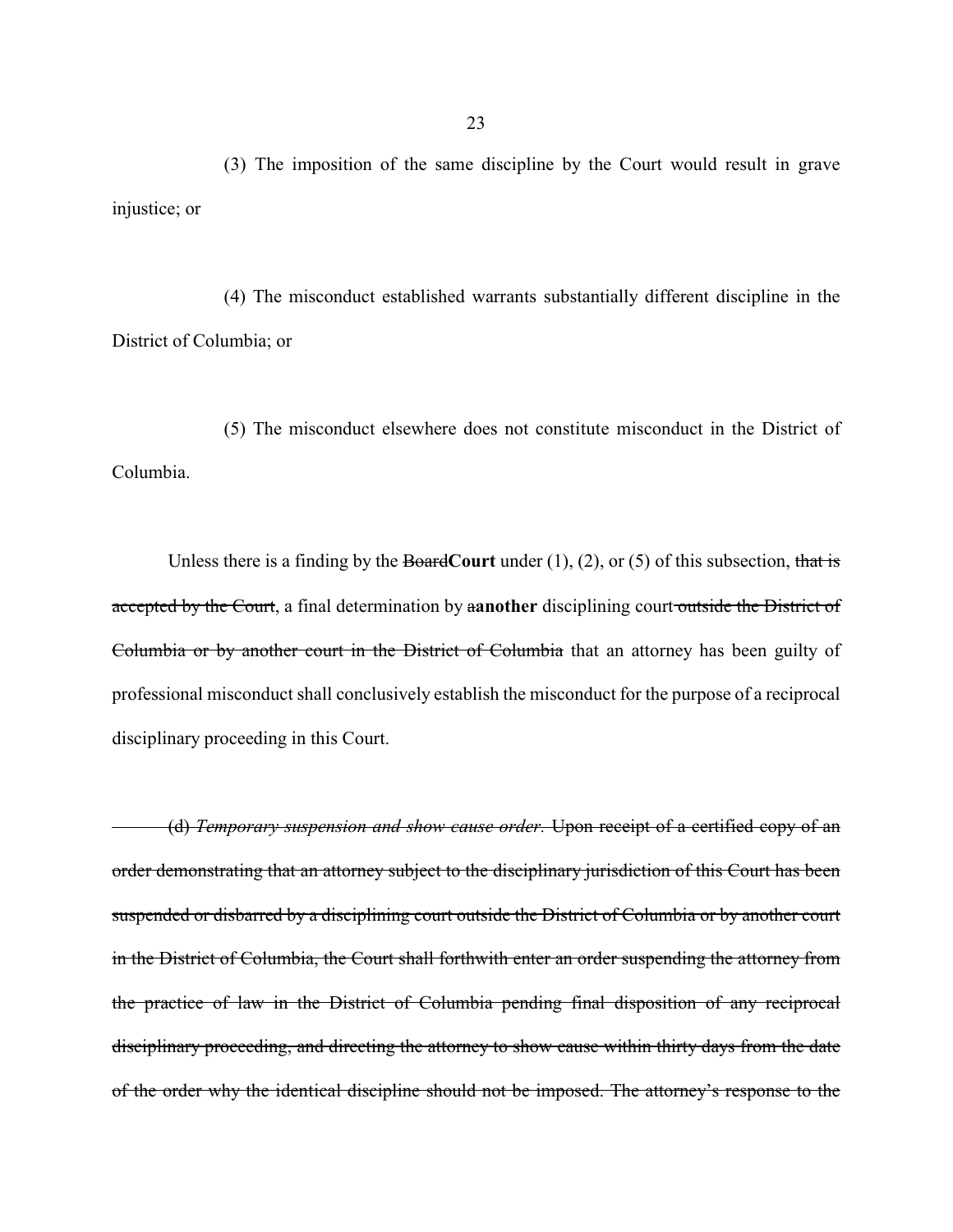(3) The imposition of the same discipline by the Court would result in grave injustice; or

(4) The misconduct established warrants substantially different discipline in the District of Columbia; or

(5) The misconduct elsewhere does not constitute misconduct in the District of Columbia.

Unless there is a finding by the ~~Board~~**Court** under (1), (2), or (5) of this subsection, ~~that is accepted by the Court~~, a final determination by ~~a~~**another** disciplining court ~~outside the District of Columbia or by another court in the District of Columbia~~ that an attorney has been guilty of professional misconduct shall conclusively establish the misconduct for the purpose of a reciprocal disciplinary proceeding in this Court.

~~(d) *Temporary suspension and show cause order.* Upon receipt of a certified copy of an order demonstrating that an attorney subject to the disciplinary jurisdiction of this Court has been suspended or disbarred by a disciplining court outside the District of Columbia or by another court in the District of Columbia, the Court shall forthwith enter an order suspending the attorney from the practice of law in the District of Columbia pending final disposition of any reciprocal disciplinary proceeding, and directing the attorney to show cause within thirty days from the date of the order why the identical discipline should not be imposed. The attorney's response to the~~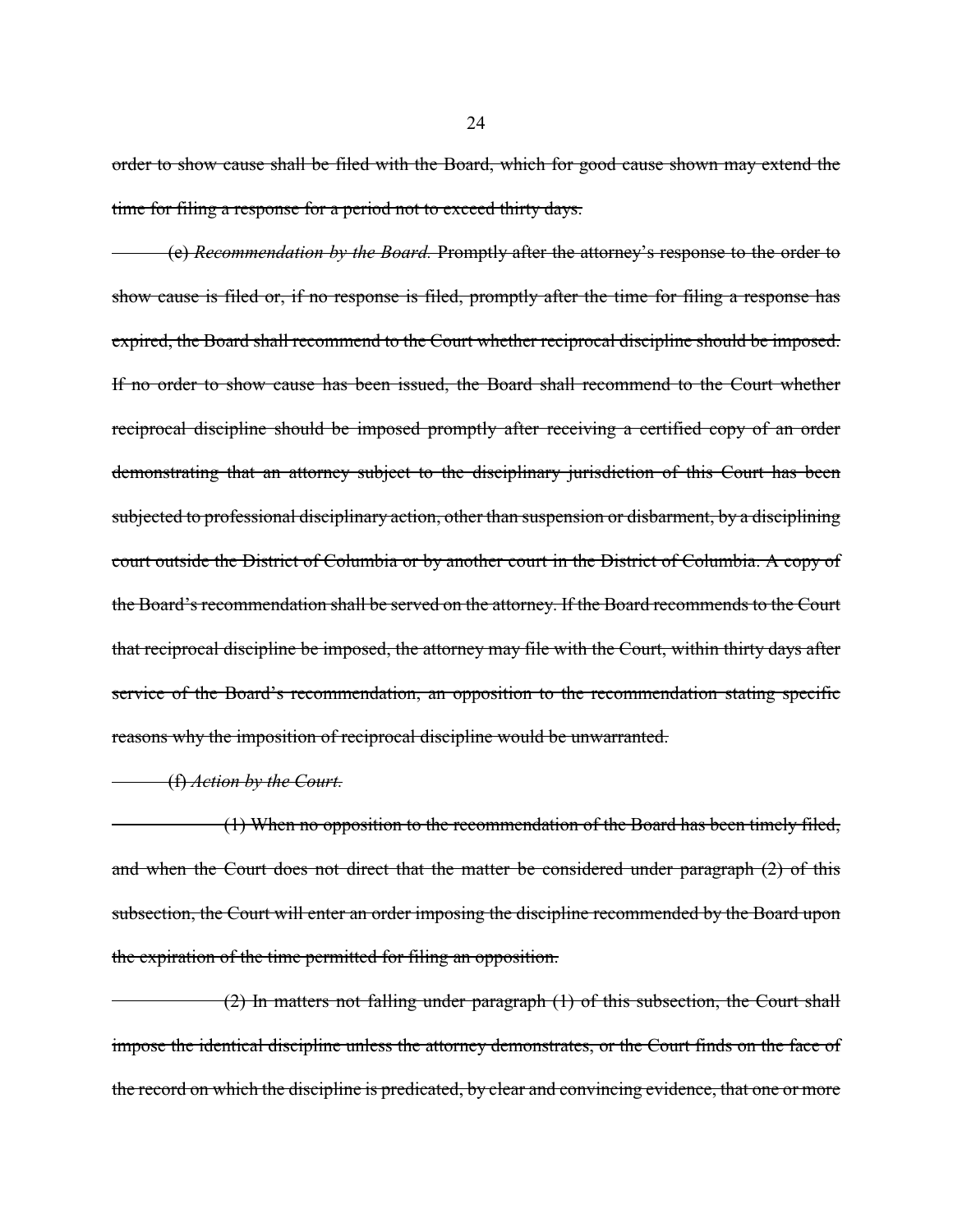~~order to show cause shall be filed with the Board, which for good cause shown may extend the time for filing a response for a period not to exceed thirty days.~~

~~(e) *Recommendation by the Board.* Promptly after the attorney's response to the order to show cause is filed or, if no response is filed, promptly after the time for filing a response has expired, the Board shall recommend to the Court whether reciprocal discipline should be imposed. If no order to show cause has been issued, the Board shall recommend to the Court whether reciprocal discipline should be imposed promptly after receiving a certified copy of an order demonstrating that an attorney subject to the disciplinary jurisdiction of this Court has been subjected to professional disciplinary action, other than suspension or disbarment, by a disciplining court outside the District of Columbia or by another court in the District of Columbia. A copy of the Board's recommendation shall be served on the attorney. If the Board recommends to the Court that reciprocal discipline be imposed, the attorney may file with the Court, within thirty days after service of the Board's recommendation, an opposition to the recommendation stating specific reasons why the imposition of reciprocal discipline would be unwarranted.~~

~~(f) *Action by the Court.*~~

~~(1) When no opposition to the recommendation of the Board has been timely filed, and when the Court does not direct that the matter be considered under paragraph (2) of this subsection, the Court will enter an order imposing the discipline recommended by the Board upon the expiration of the time permitted for filing an opposition.~~

~~(2) In matters not falling under paragraph (1) of this subsection, the Court shall impose the identical discipline unless the attorney demonstrates, or the Court finds on the face of the record on which the discipline is predicated, by clear and convincing evidence, that one or more~~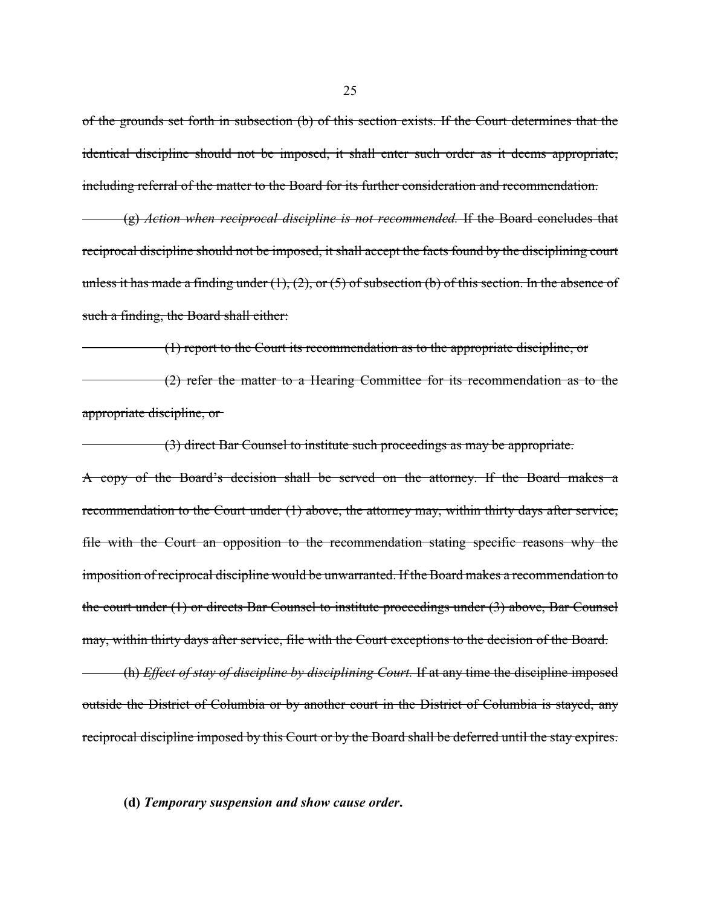~~of the grounds set forth in subsection (b) of this section exists. If the Court determines that the identical discipline should not be imposed, it shall enter such order as it deems appropriate, including referral of the matter to the Board for its further consideration and recommendation.~~

~~(g) *Action when reciprocal discipline is not recommended.* If the Board concludes that reciprocal discipline should not be imposed, it shall accept the facts found by the disciplining court unless it has made a finding under (1), (2), or (5) of subsection (b) of this section. In the absence of such a finding, the Board shall either:~~

~~(1) report to the Court its recommendation as to the appropriate discipline, or~~

~~(2) refer the matter to a Hearing Committee for its recommendation as to the appropriate discipline, or~~

~~(3) direct Bar Counsel to institute such proceedings as may be appropriate.~~

~~A copy of the Board's decision shall be served on the attorney. If the Board makes a recommendation to the Court under (1) above, the attorney may, within thirty days after service, file with the Court an opposition to the recommendation stating specific reasons why the imposition of reciprocal discipline would be unwarranted. If the Board makes a recommendation to the court under (1) or directs Bar Counsel to institute proceedings under (3) above, Bar Counsel may, within thirty days after service, file with the Court exceptions to the decision of the Board.~~

~~(h) *Effect of stay of discipline by disciplining Court.* If at any time the discipline imposed outside the District of Columbia or by another court in the District of Columbia is stayed, any reciprocal discipline imposed by this Court or by the Board shall be deferred until the stay expires.~~

**(d)** ***Temporary suspension and show cause order.***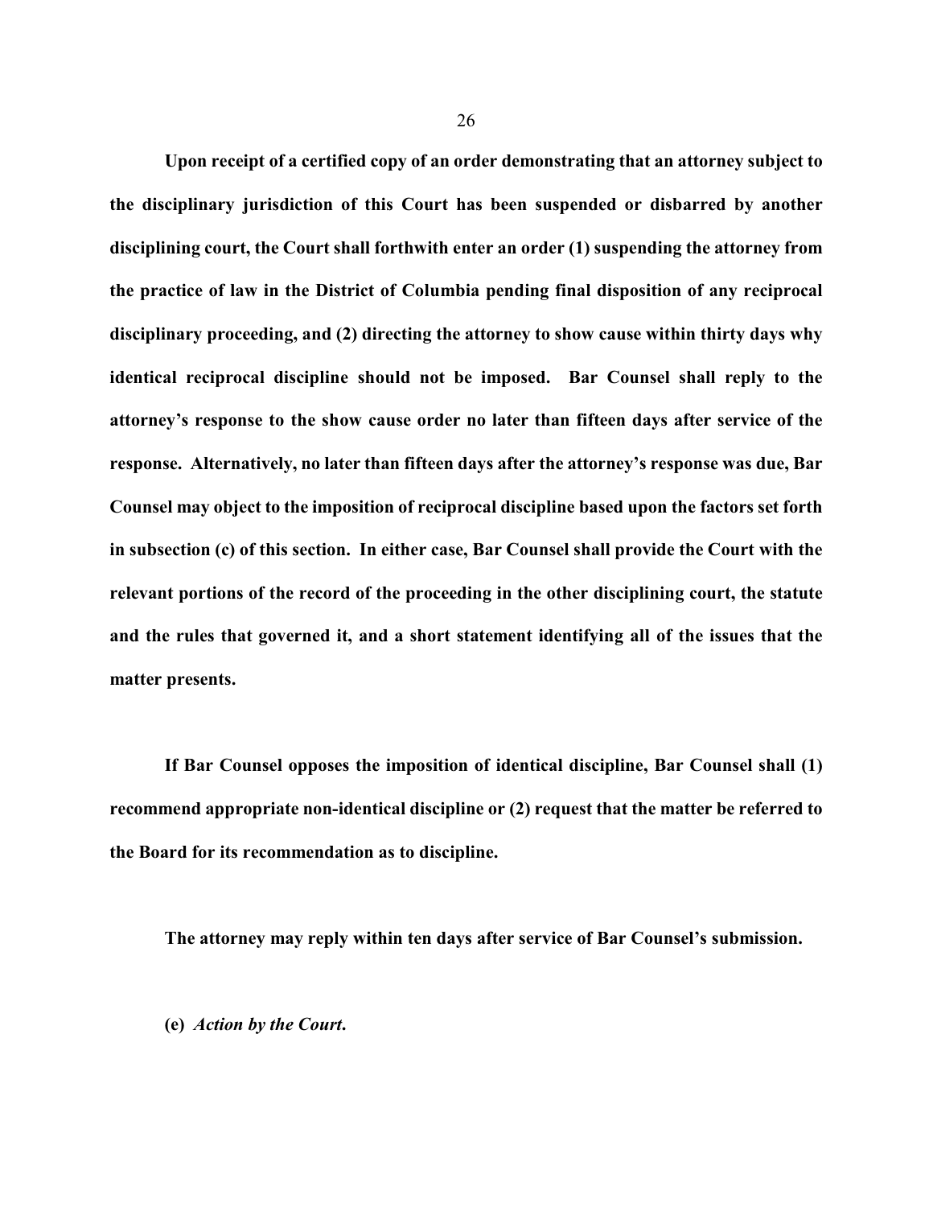**Upon receipt of a certified copy of an order demonstrating that an attorney subject to the disciplinary jurisdiction of this Court has been suspended or disbarred by another disciplining court, the Court shall forthwith enter an order (1) suspending the attorney from the practice of law in the District of Columbia pending final disposition of any reciprocal disciplinary proceeding, and (2) directing the attorney to show cause within thirty days why identical reciprocal discipline should not be imposed. Bar Counsel shall reply to the attorney's response to the show cause order no later than fifteen days after service of the response. Alternatively, no later than fifteen days after the attorney's response was due, Bar Counsel may object to the imposition of reciprocal discipline based upon the factors set forth in subsection (c) of this section. In either case, Bar Counsel shall provide the Court with the relevant portions of the record of the proceeding in the other disciplining court, the statute and the rules that governed it, and a short statement identifying all of the issues that the matter presents.**

**If Bar Counsel opposes the imposition of identical discipline, Bar Counsel shall (1) recommend appropriate non-identical discipline or (2) request that the matter be referred to the Board for its recommendation as to discipline.**

**The attorney may reply within ten days after service of Bar Counsel's submission.**

**(e)** ***Action by the Court.***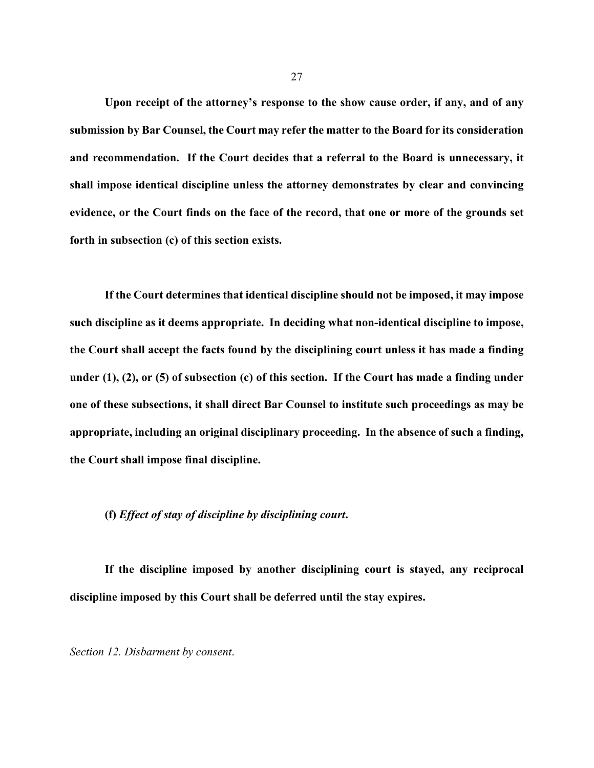**Upon receipt of the attorney's response to the show cause order, if any, and of any submission by Bar Counsel, the Court may refer the matter to the Board for its consideration and recommendation. If the Court decides that a referral to the Board is unnecessary, it shall impose identical discipline unless the attorney demonstrates by clear and convincing evidence, or the Court finds on the face of the record, that one or more of the grounds set forth in subsection (c) of this section exists.**

**If the Court determines that identical discipline should not be imposed, it may impose such discipline as it deems appropriate. In deciding what non-identical discipline to impose, the Court shall accept the facts found by the disciplining court unless it has made a finding under (1), (2), or (5) of subsection (c) of this section. If the Court has made a finding under one of these subsections, it shall direct Bar Counsel to institute such proceedings as may be appropriate, including an original disciplinary proceeding. In the absence of such a finding, the Court shall impose final discipline.**

**(f)** ***Effect of stay of discipline by disciplining court*****.**

**If the discipline imposed by another disciplining court is stayed, any reciprocal discipline imposed by this Court shall be deferred until the stay expires.**

*Section 12. Disbarment by consent.*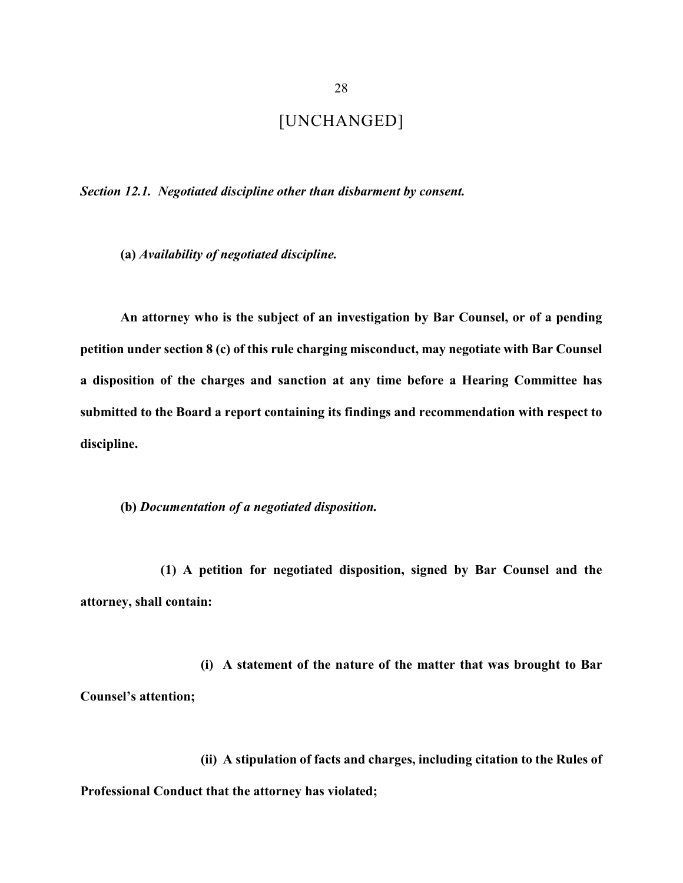[UNCHANGED]

***Section 12.1. Negotiated discipline other than disbarment by consent.***

**(a)** ***Availability of negotiated discipline.***

**An attorney who is the subject of an investigation by Bar Counsel, or of a pending petition under section 8 (c) of this rule charging misconduct, may negotiate with Bar Counsel a disposition of the charges and sanction at any time before a Hearing Committee has submitted to the Board a report containing its findings and recommendation with respect to discipline.**

**(b)** ***Documentation of a negotiated disposition.***

**(1) A petition for negotiated disposition, signed by Bar Counsel and the attorney, shall contain:**

**(i) A statement of the nature of the matter that was brought to Bar Counsel's attention;**

**(ii) A stipulation of facts and charges, including citation to the Rules of Professional Conduct that the attorney has violated;**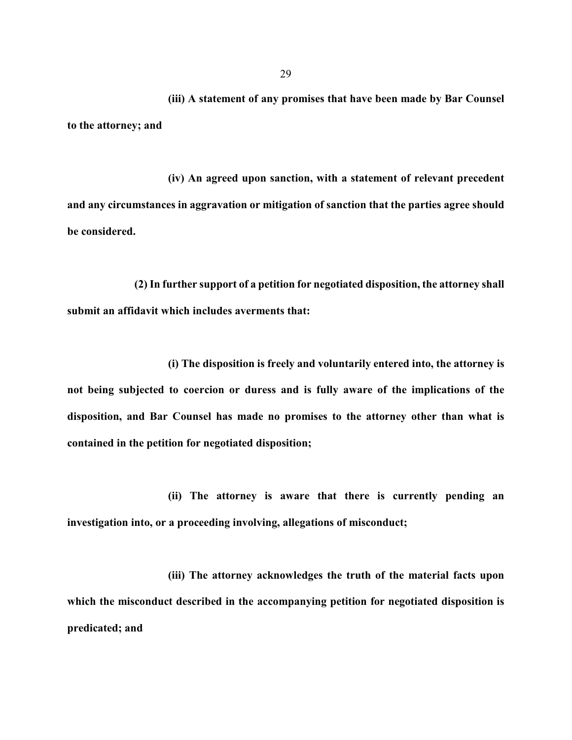**(iii) A statement of any promises that have been made by Bar Counsel to the attorney; and**

**(iv) An agreed upon sanction, with a statement of relevant precedent and any circumstances in aggravation or mitigation of sanction that the parties agree should be considered.**

**(2) In further support of a petition for negotiated disposition, the attorney shall submit an affidavit which includes averments that:**

**(i) The disposition is freely and voluntarily entered into, the attorney is not being subjected to coercion or duress and is fully aware of the implications of the disposition, and Bar Counsel has made no promises to the attorney other than what is contained in the petition for negotiated disposition;**

**(ii) The attorney is aware that there is currently pending an investigation into, or a proceeding involving, allegations of misconduct;**

**(iii) The attorney acknowledges the truth of the material facts upon which the misconduct described in the accompanying petition for negotiated disposition is predicated; and**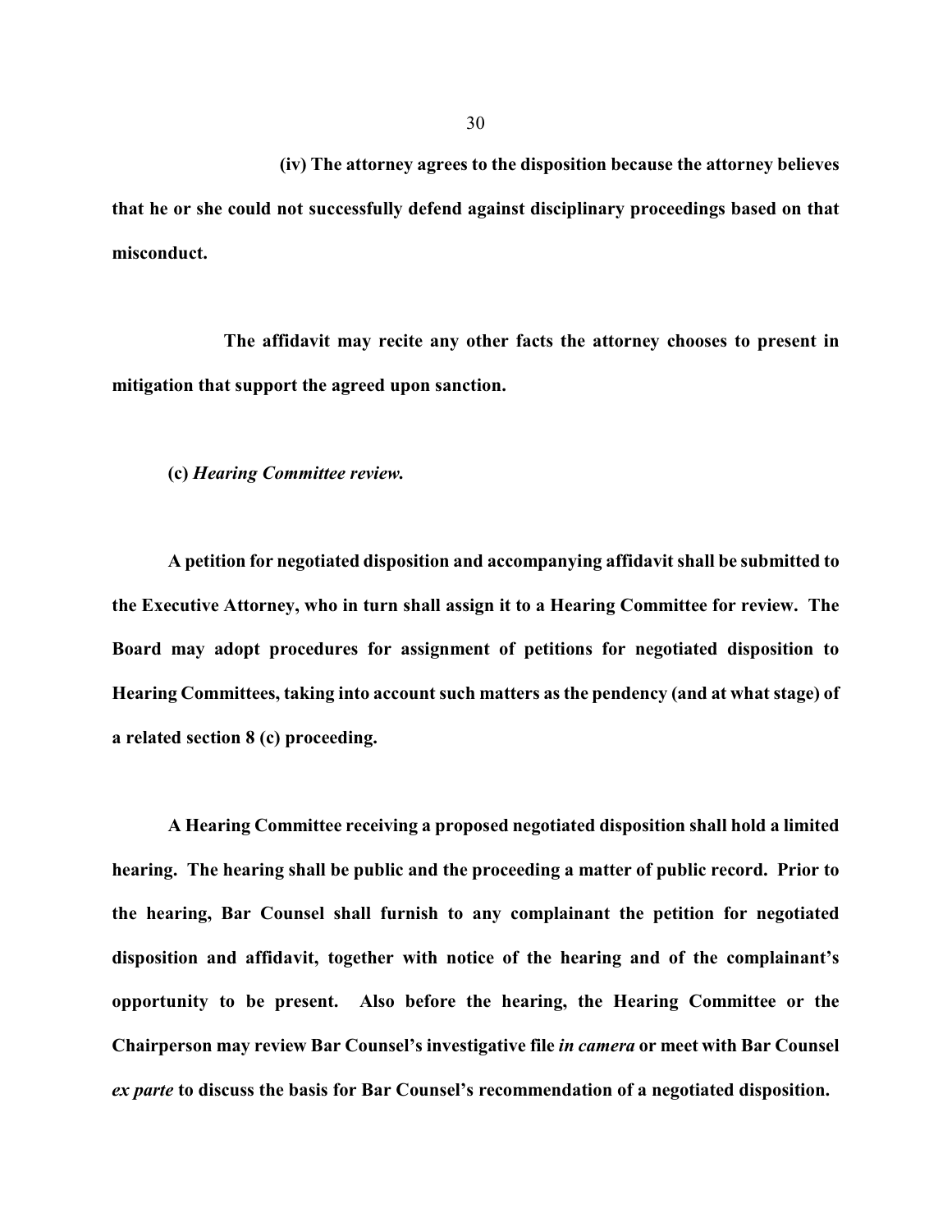**(iv) The attorney agrees to the disposition because the attorney believes that he or she could not successfully defend against disciplinary proceedings based on that misconduct.**

**The affidavit may recite any other facts the attorney chooses to present in mitigation that support the agreed upon sanction.**

**(c)** ***Hearing Committee review.***

**A petition for negotiated disposition and accompanying affidavit shall be submitted to the Executive Attorney, who in turn shall assign it to a Hearing Committee for review. The Board may adopt procedures for assignment of petitions for negotiated disposition to Hearing Committees, taking into account such matters as the pendency (and at what stage) of a related section 8 (c) proceeding.**

**A Hearing Committee receiving a proposed negotiated disposition shall hold a limited hearing. The hearing shall be public and the proceeding a matter of public record. Prior to the hearing, Bar Counsel shall furnish to any complainant the petition for negotiated disposition and affidavit, together with notice of the hearing and of the complainant's opportunity to be present. Also before the hearing, the Hearing Committee or the Chairperson may review Bar Counsel's investigative file** ***in camera*** **or meet with Bar Counsel** ***ex parte*** **to discuss the basis for Bar Counsel's recommendation of a negotiated disposition.**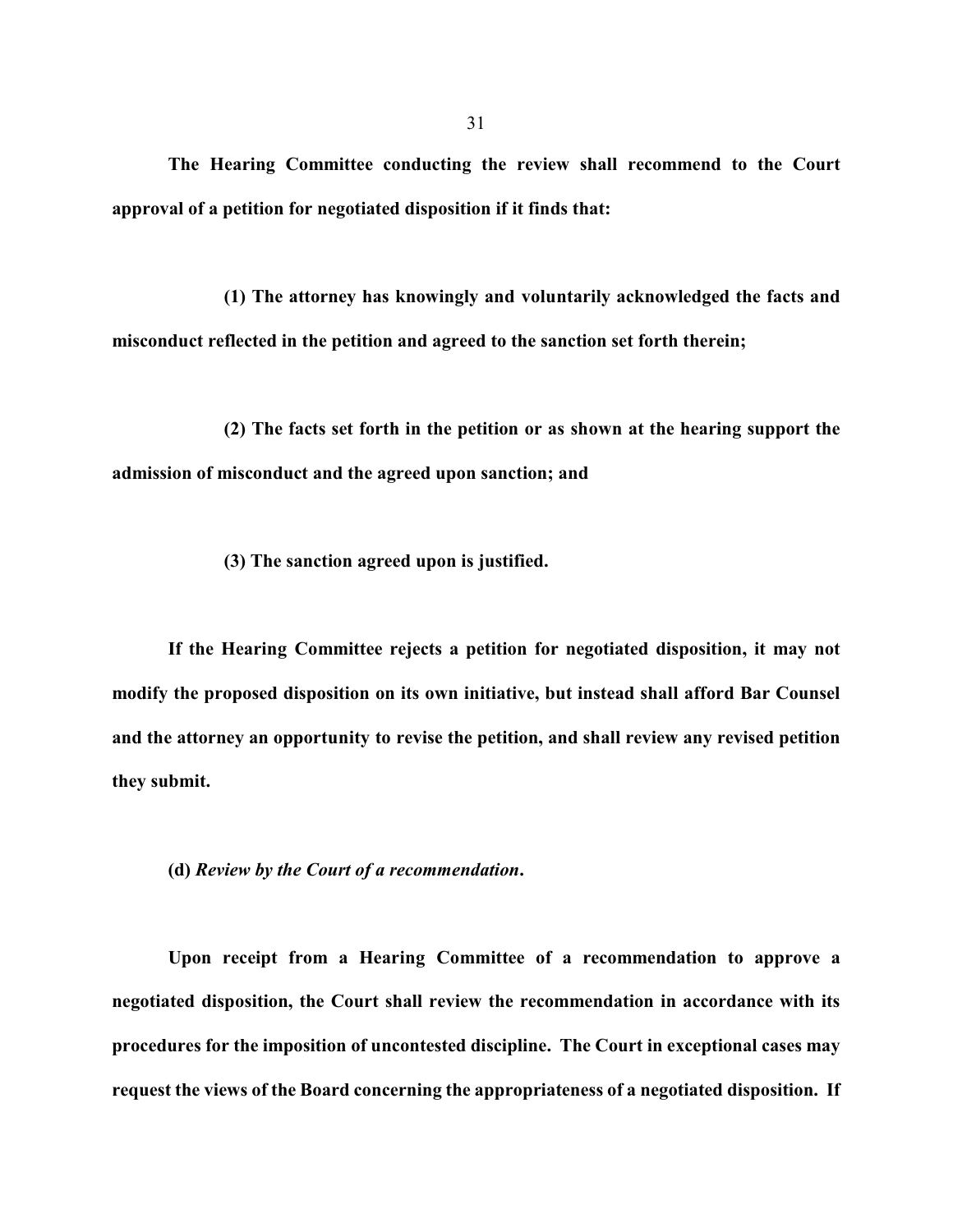**The Hearing Committee conducting the review shall recommend to the Court approval of a petition for negotiated disposition if it finds that:**

**(1) The attorney has knowingly and voluntarily acknowledged the facts and misconduct reflected in the petition and agreed to the sanction set forth therein;**

**(2) The facts set forth in the petition or as shown at the hearing support the admission of misconduct and the agreed upon sanction; and**

**(3) The sanction agreed upon is justified.**

**If the Hearing Committee rejects a petition for negotiated disposition, it may not modify the proposed disposition on its own initiative, but instead shall afford Bar Counsel and the attorney an opportunity to revise the petition, and shall review any revised petition they submit.**

**(d)** ***Review by the Court of a recommendation*****.**

**Upon receipt from a Hearing Committee of a recommendation to approve a negotiated disposition, the Court shall review the recommendation in accordance with its procedures for the imposition of uncontested discipline. The Court in exceptional cases may request the views of the Board concerning the appropriateness of a negotiated disposition. If**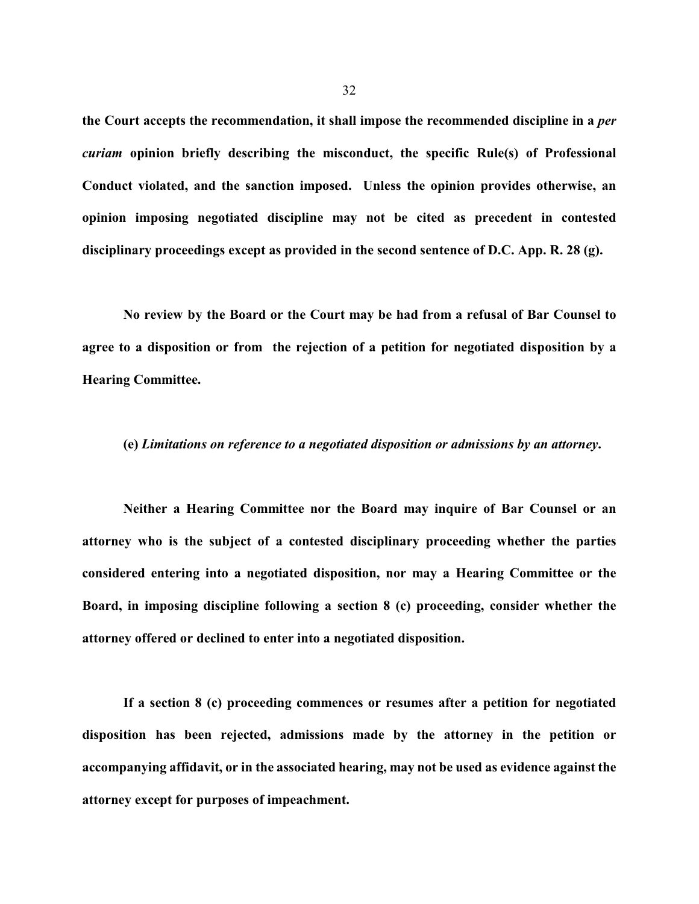**the Court accepts the recommendation, it shall impose the recommended discipline in a *per curiam* opinion briefly describing the misconduct, the specific Rule(s) of Professional Conduct violated, and the sanction imposed. Unless the opinion provides otherwise, an opinion imposing negotiated discipline may not be cited as precedent in contested disciplinary proceedings except as provided in the second sentence of D.C. App. R. 28 (g).**

**No review by the Board or the Court may be had from a refusal of Bar Counsel to agree to a disposition or from the rejection of a petition for negotiated disposition by a Hearing Committee.**

**(e)** ***Limitations on reference to a negotiated disposition or admissions by an attorney*****.**

**Neither a Hearing Committee nor the Board may inquire of Bar Counsel or an attorney who is the subject of a contested disciplinary proceeding whether the parties considered entering into a negotiated disposition, nor may a Hearing Committee or the Board, in imposing discipline following a section 8 (c) proceeding, consider whether the attorney offered or declined to enter into a negotiated disposition.**

**If a section 8 (c) proceeding commences or resumes after a petition for negotiated disposition has been rejected, admissions made by the attorney in the petition or accompanying affidavit, or in the associated hearing, may not be used as evidence against the attorney except for purposes of impeachment.**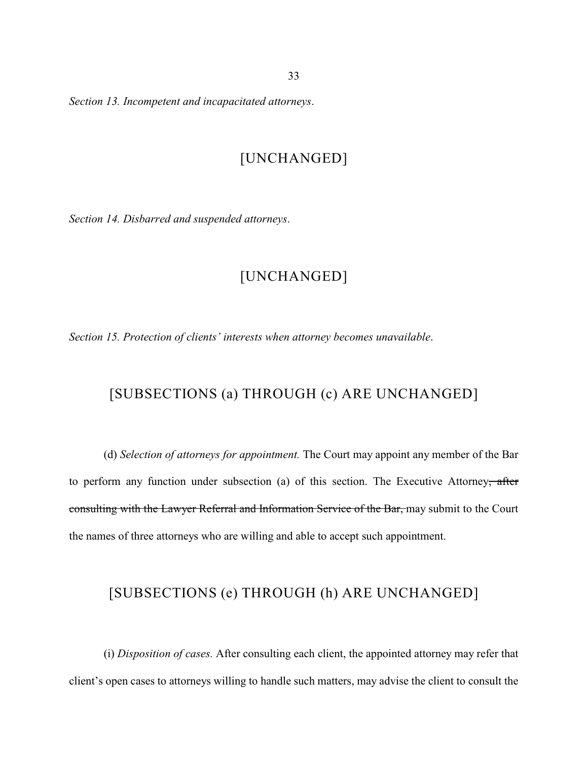*Section 13. Incompetent and incapacitated attorneys*.

[UNCHANGED]

*Section 14. Disbarred and suspended attorneys*.

[UNCHANGED]

*Section 15. Protection of clients' interests when attorney becomes unavailable*.

[SUBSECTIONS (a) THROUGH (c) ARE UNCHANGED]

(d) *Selection of attorneys for appointment.* The Court may appoint any member of the Bar to perform any function under subsection (a) of this section. The Executive Attorney~~, after consulting with the Lawyer Referral and Information Service of the Bar,~~ may submit to the Court the names of three attorneys who are willing and able to accept such appointment.

[SUBSECTIONS (e) THROUGH (h) ARE UNCHANGED]

(i) *Disposition of cases.* After consulting each client, the appointed attorney may refer that client's open cases to attorneys willing to handle such matters, may advise the client to consult the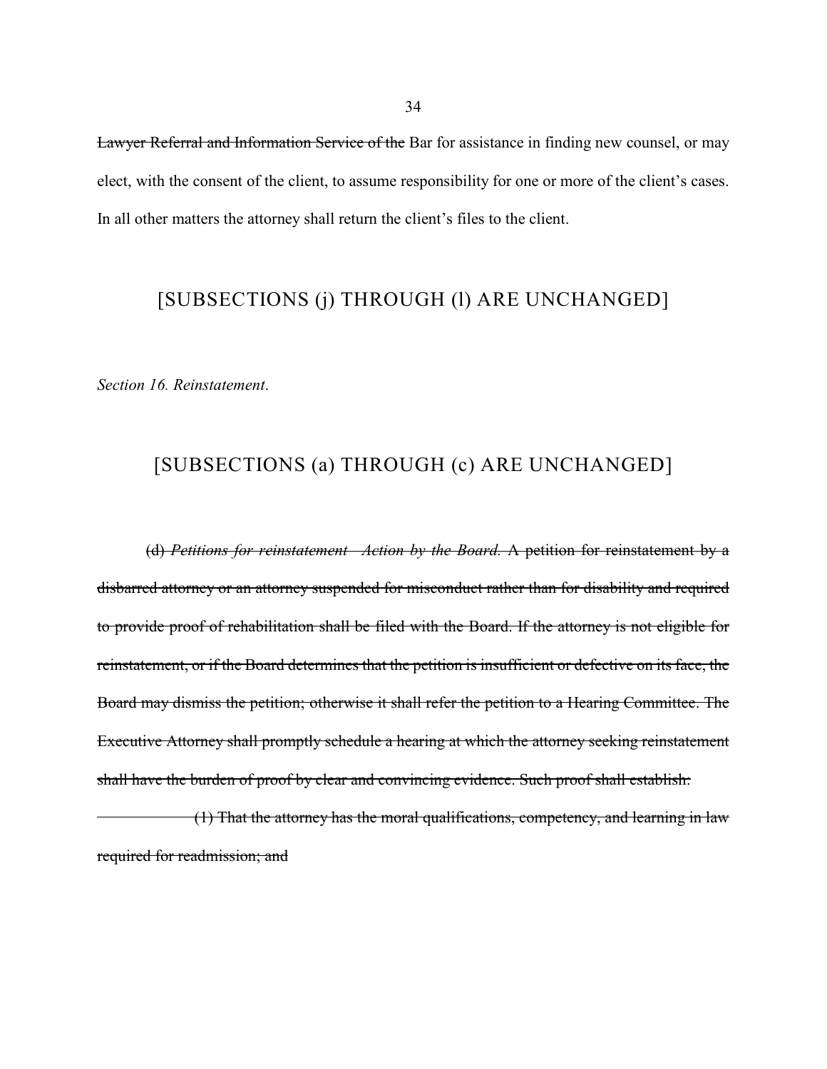~~Lawyer Referral and Information Service of the~~ Bar for assistance in finding new counsel, or may elect, with the consent of the client, to assume responsibility for one or more of the client's cases. In all other matters the attorney shall return the client's files to the client.

[SUBSECTIONS (j) THROUGH (l) ARE UNCHANGED]

*Section 16. Reinstatement*.

[SUBSECTIONS (a) THROUGH (c) ARE UNCHANGED]

~~(d) *Petitions for reinstatement—Action by the Board.* A petition for reinstatement by a disbarred attorney or an attorney suspended for misconduct rather than for disability and required to provide proof of rehabilitation shall be filed with the Board. If the attorney is not eligible for reinstatement, or if the Board determines that the petition is insufficient or defective on its face, the Board may dismiss the petition; otherwise it shall refer the petition to a Hearing Committee. The Executive Attorney shall promptly schedule a hearing at which the attorney seeking reinstatement shall have the burden of proof by clear and convincing evidence. Such proof shall establish:~~

~~(1) That the attorney has the moral qualifications, competency, and learning in law required for readmission; and~~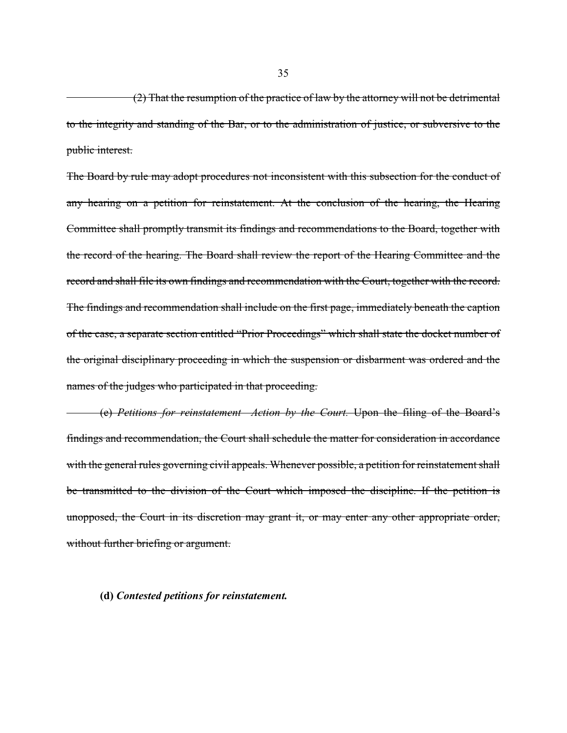~~(2) That the resumption of the practice of law by the attorney will not be detrimental to the integrity and standing of the Bar, or to the administration of justice, or subversive to the public interest.~~

~~The Board by rule may adopt procedures not inconsistent with this subsection for the conduct of any hearing on a petition for reinstatement. At the conclusion of the hearing, the Hearing Committee shall promptly transmit its findings and recommendations to the Board, together with the record of the hearing. The Board shall review the report of the Hearing Committee and the record and shall file its own findings and recommendation with the Court, together with the record. The findings and recommendation shall include on the first page, immediately beneath the caption of the case, a separate section entitled "Prior Proceedings" which shall state the docket number of the original disciplinary proceeding in which the suspension or disbarment was ordered and the names of the judges who participated in that proceeding.~~

~~(e) *Petitions for reinstatement - Action by the Court.* Upon the filing of the Board's findings and recommendation, the Court shall schedule the matter for consideration in accordance with the general rules governing civil appeals. Whenever possible, a petition for reinstatement shall be transmitted to the division of the Court which imposed the discipline. If the petition is unopposed, the Court in its discretion may grant it, or may enter any other appropriate order, without further briefing or argument.~~

**(d)** ***Contested petitions for reinstatement.***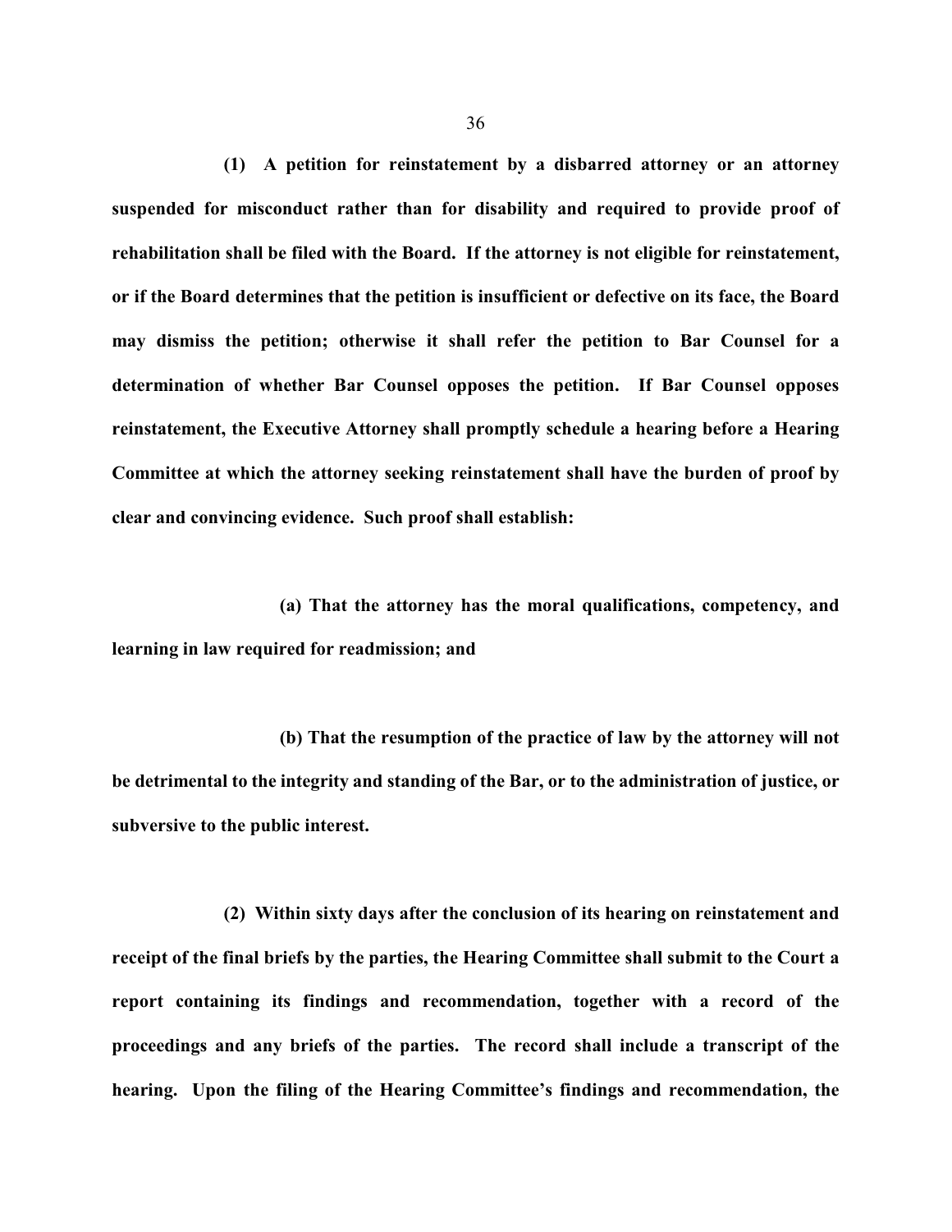**(1) A petition for reinstatement by a disbarred attorney or an attorney suspended for misconduct rather than for disability and required to provide proof of rehabilitation shall be filed with the Board. If the attorney is not eligible for reinstatement, or if the Board determines that the petition is insufficient or defective on its face, the Board may dismiss the petition; otherwise it shall refer the petition to Bar Counsel for a determination of whether Bar Counsel opposes the petition. If Bar Counsel opposes reinstatement, the Executive Attorney shall promptly schedule a hearing before a Hearing Committee at which the attorney seeking reinstatement shall have the burden of proof by clear and convincing evidence. Such proof shall establish:**

**(a) That the attorney has the moral qualifications, competency, and learning in law required for readmission; and**

**(b) That the resumption of the practice of law by the attorney will not be detrimental to the integrity and standing of the Bar, or to the administration of justice, or subversive to the public interest.**

**(2) Within sixty days after the conclusion of its hearing on reinstatement and receipt of the final briefs by the parties, the Hearing Committee shall submit to the Court a report containing its findings and recommendation, together with a record of the proceedings and any briefs of the parties. The record shall include a transcript of the hearing. Upon the filing of the Hearing Committee's findings and recommendation, the**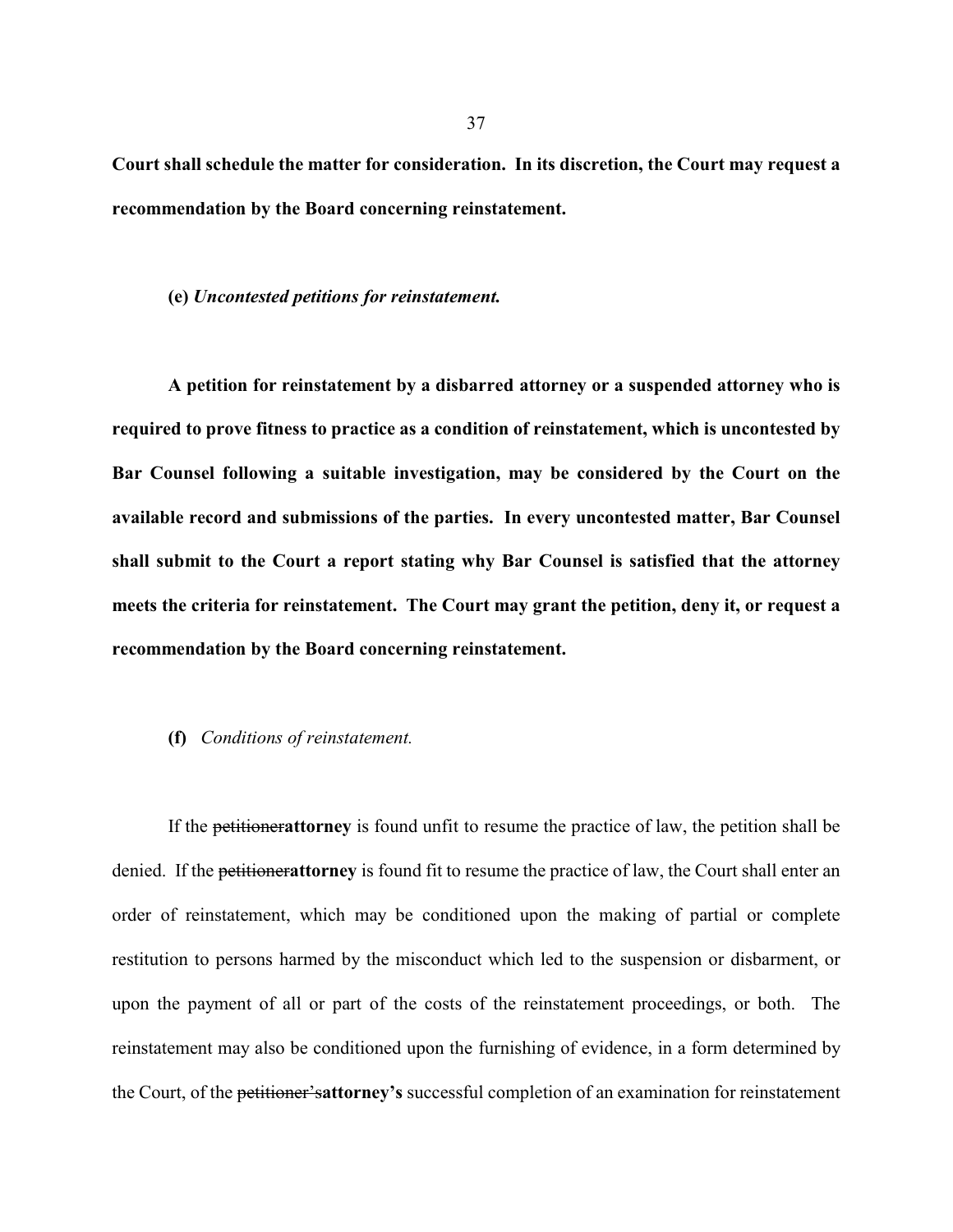**Court shall schedule the matter for consideration. In its discretion, the Court may request a recommendation by the Board concerning reinstatement.**

**(e)** ***Uncontested petitions for reinstatement.***

**A petition for reinstatement by a disbarred attorney or a suspended attorney who is required to prove fitness to practice as a condition of reinstatement, which is uncontested by Bar Counsel following a suitable investigation, may be considered by the Court on the available record and submissions of the parties. In every uncontested matter, Bar Counsel shall submit to the Court a report stating why Bar Counsel is satisfied that the attorney meets the criteria for reinstatement. The Court may grant the petition, deny it, or request a recommendation by the Board concerning reinstatement.**

**(f)** *Conditions of reinstatement.*

If the ~~petitioner~~**attorney** is found unfit to resume the practice of law, the petition shall be denied. If the ~~petitioner~~**attorney** is found fit to resume the practice of law, the Court shall enter an order of reinstatement, which may be conditioned upon the making of partial or complete restitution to persons harmed by the misconduct which led to the suspension or disbarment, or upon the payment of all or part of the costs of the reinstatement proceedings, or both. The reinstatement may also be conditioned upon the furnishing of evidence, in a form determined by the Court, of the ~~petitioner's~~**attorney's** successful completion of an examination for reinstatement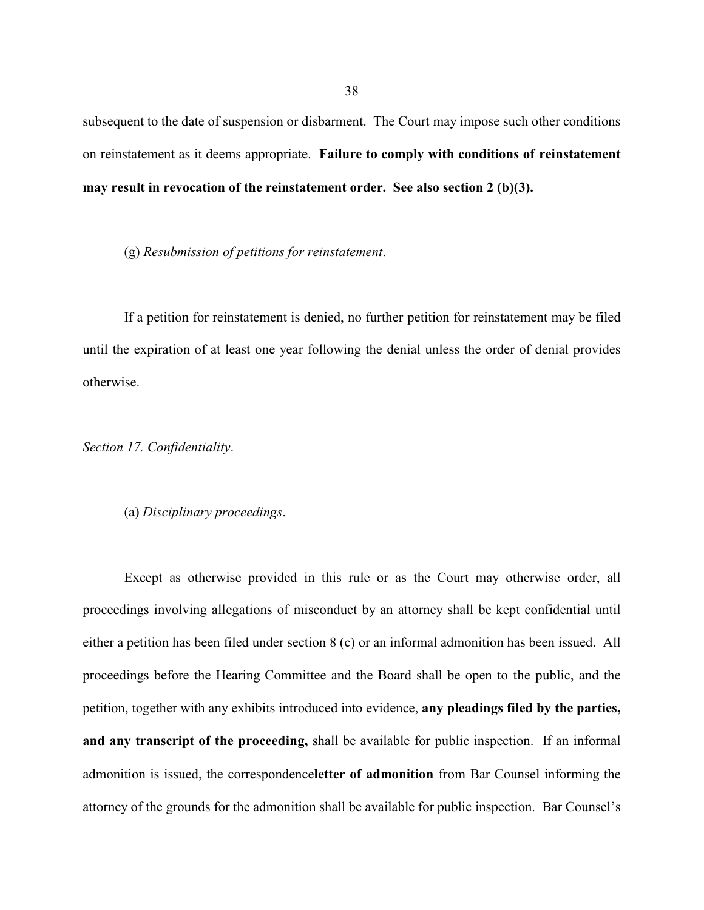subsequent to the date of suspension or disbarment. The Court may impose such other conditions on reinstatement as it deems appropriate. **Failure to comply with conditions of reinstatement may result in revocation of the reinstatement order. See also section 2 (b)(3).**

(g) *Resubmission of petitions for reinstatement*.

If a petition for reinstatement is denied, no further petition for reinstatement may be filed until the expiration of at least one year following the denial unless the order of denial provides otherwise.

*Section 17. Confidentiality*.

(a) *Disciplinary proceedings*.

Except as otherwise provided in this rule or as the Court may otherwise order, all proceedings involving allegations of misconduct by an attorney shall be kept confidential until either a petition has been filed under section 8 (c) or an informal admonition has been issued. All proceedings before the Hearing Committee and the Board shall be open to the public, and the petition, together with any exhibits introduced into evidence, **any pleadings filed by the parties, and any transcript of the proceeding,** shall be available for public inspection. If an informal admonition is issued, the ~~correspondence~~**letter of admonition** from Bar Counsel informing the attorney of the grounds for the admonition shall be available for public inspection. Bar Counsel's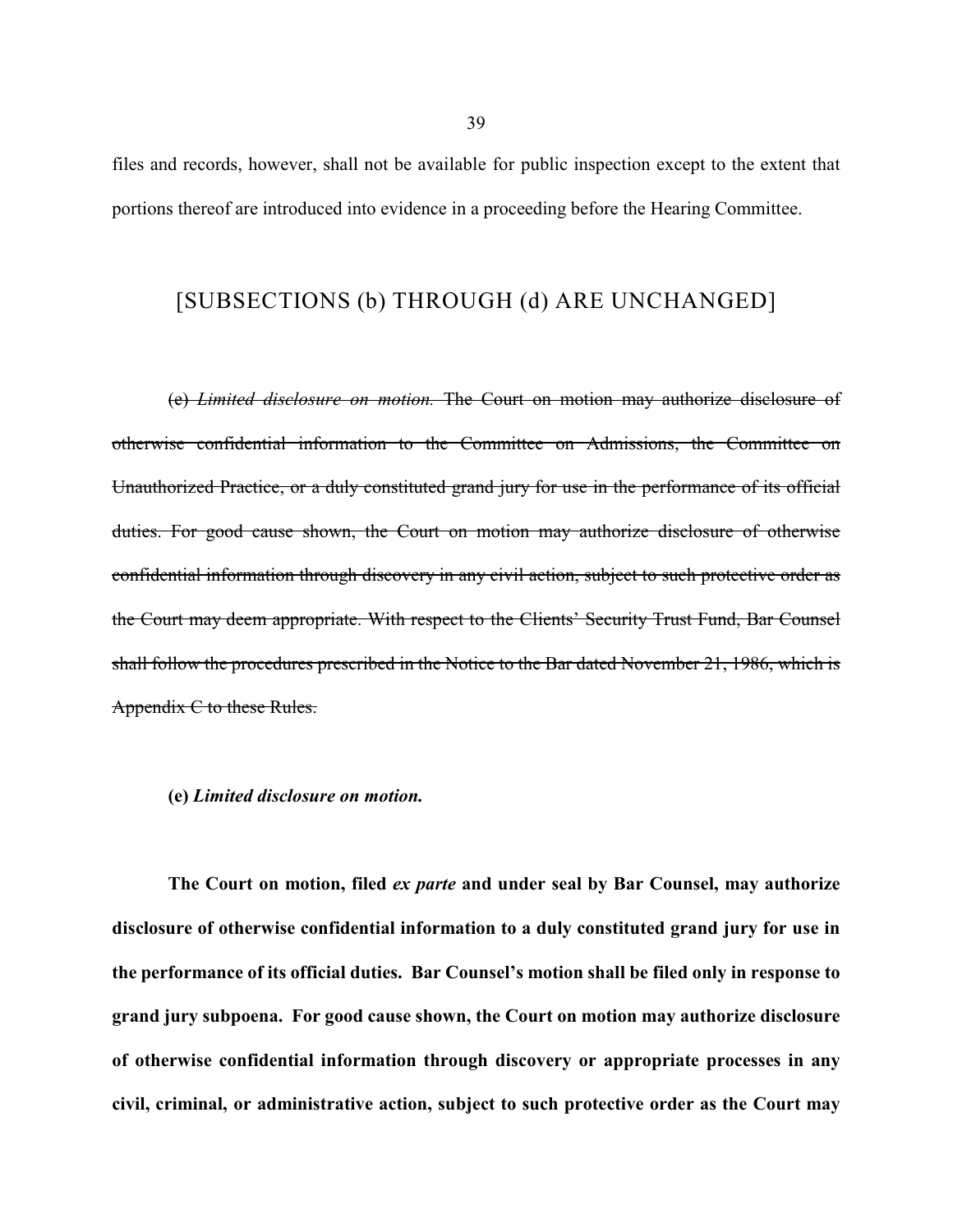files and records, however, shall not be available for public inspection except to the extent that portions thereof are introduced into evidence in a proceeding before the Hearing Committee.

[SUBSECTIONS (b) THROUGH (d) ARE UNCHANGED]

~~(e) *Limited disclosure on motion.* The Court on motion may authorize disclosure of otherwise confidential information to the Committee on Admissions, the Committee on Unauthorized Practice, or a duly constituted grand jury for use in the performance of its official duties. For good cause shown, the Court on motion may authorize disclosure of otherwise confidential information through discovery in any civil action, subject to such protective order as the Court may deem appropriate. With respect to the Clients' Security Trust Fund, Bar Counsel shall follow the procedures prescribed in the Notice to the Bar dated November 21, 1986, which is Appendix C to these Rules.~~

**(e) *Limited disclosure on motion.***

**The Court on motion, filed *ex parte* and under seal by Bar Counsel, may authorize disclosure of otherwise confidential information to a duly constituted grand jury for use in the performance of its official duties. Bar Counsel's motion shall be filed only in response to grand jury subpoena. For good cause shown, the Court on motion may authorize disclosure of otherwise confidential information through discovery or appropriate processes in any civil, criminal, or administrative action, subject to such protective order as the Court may**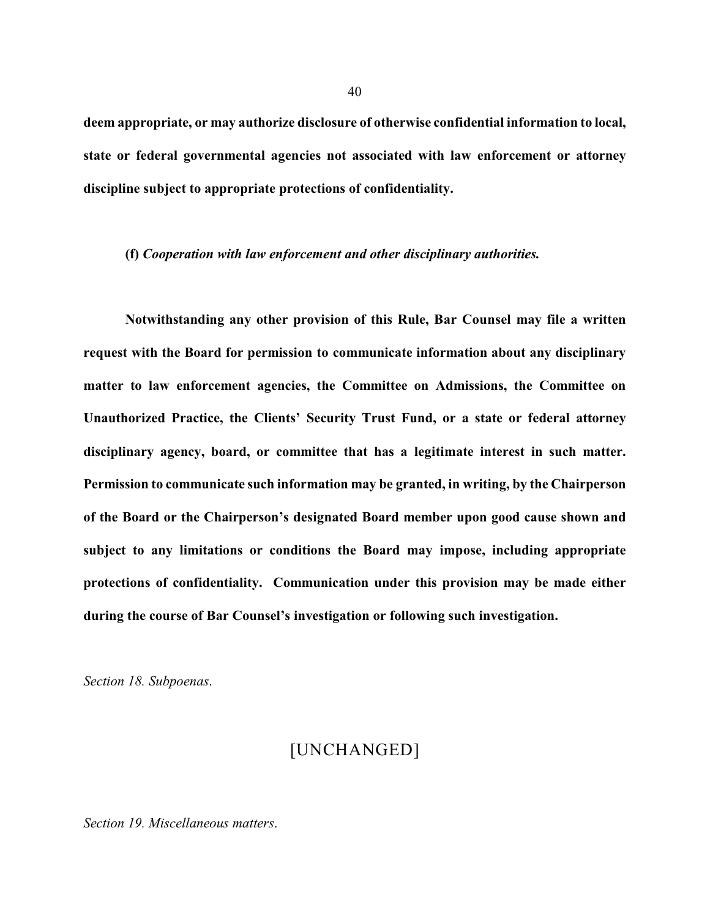**deem appropriate, or may authorize disclosure of otherwise confidential information to local, state or federal governmental agencies not associated with law enforcement or attorney discipline subject to appropriate protections of confidentiality.**

**(f)** ***Cooperation with law enforcement and other disciplinary authorities.***

**Notwithstanding any other provision of this Rule, Bar Counsel may file a written request with the Board for permission to communicate information about any disciplinary matter to law enforcement agencies, the Committee on Admissions, the Committee on Unauthorized Practice, the Clients' Security Trust Fund, or a state or federal attorney disciplinary agency, board, or committee that has a legitimate interest in such matter. Permission to communicate such information may be granted, in writing, by the Chairperson of the Board or the Chairperson's designated Board member upon good cause shown and subject to any limitations or conditions the Board may impose, including appropriate protections of confidentiality. Communication under this provision may be made either during the course of Bar Counsel's investigation or following such investigation.**

*Section 18. Subpoenas.*

[UNCHANGED]

*Section 19. Miscellaneous matters.*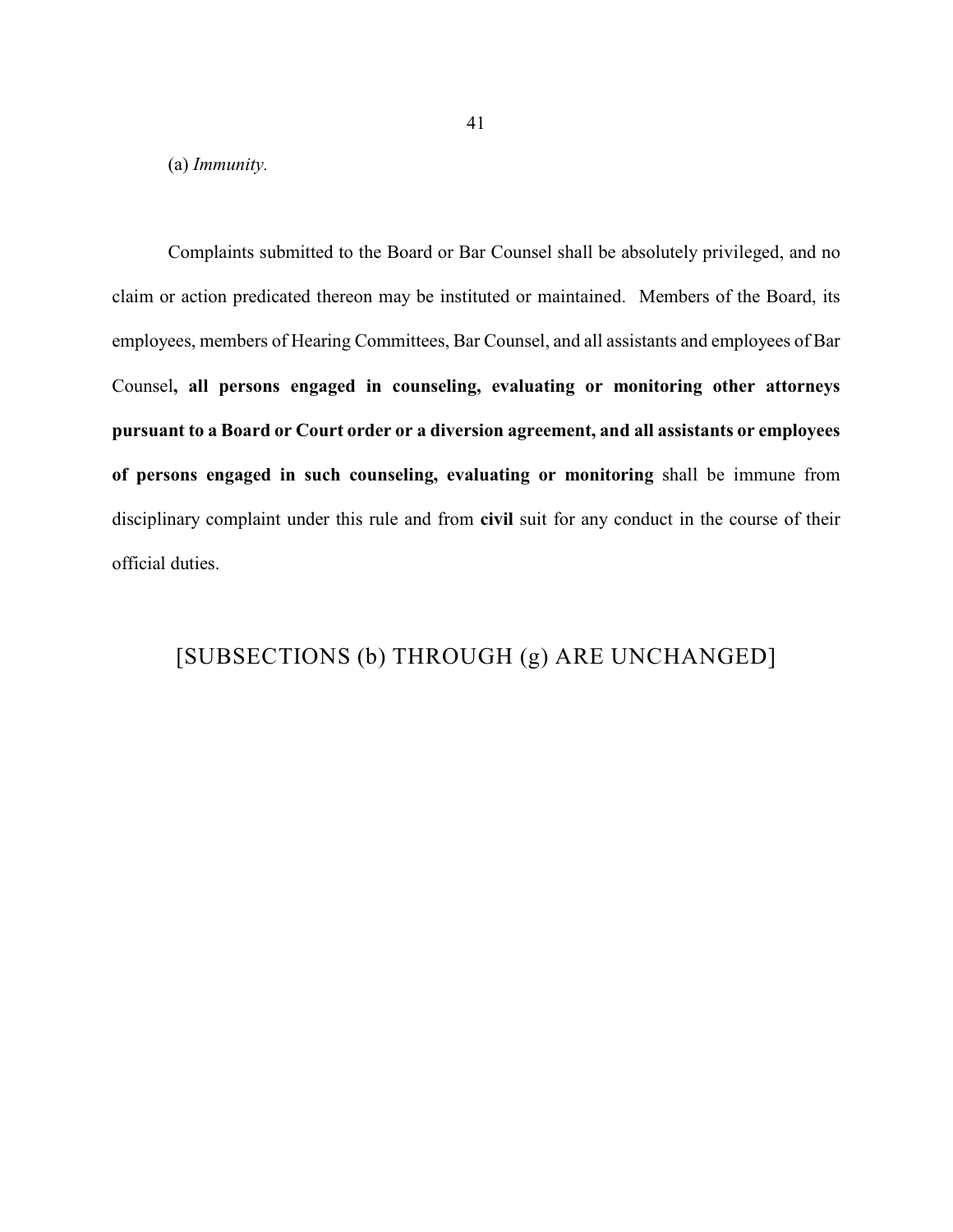(a) *Immunity.*

Complaints submitted to the Board or Bar Counsel shall be absolutely privileged, and no claim or action predicated thereon may be instituted or maintained. Members of the Board, its employees, members of Hearing Committees, Bar Counsel, and all assistants and employees of Bar Counsel**, all persons engaged in counseling, evaluating or monitoring other attorneys pursuant to a Board or Court order or a diversion agreement, and all assistants or employees of persons engaged in such counseling, evaluating or monitoring** shall be immune from disciplinary complaint under this rule and from **civil** suit for any conduct in the course of their official duties.

[SUBSECTIONS (b) THROUGH (g) ARE UNCHANGED]